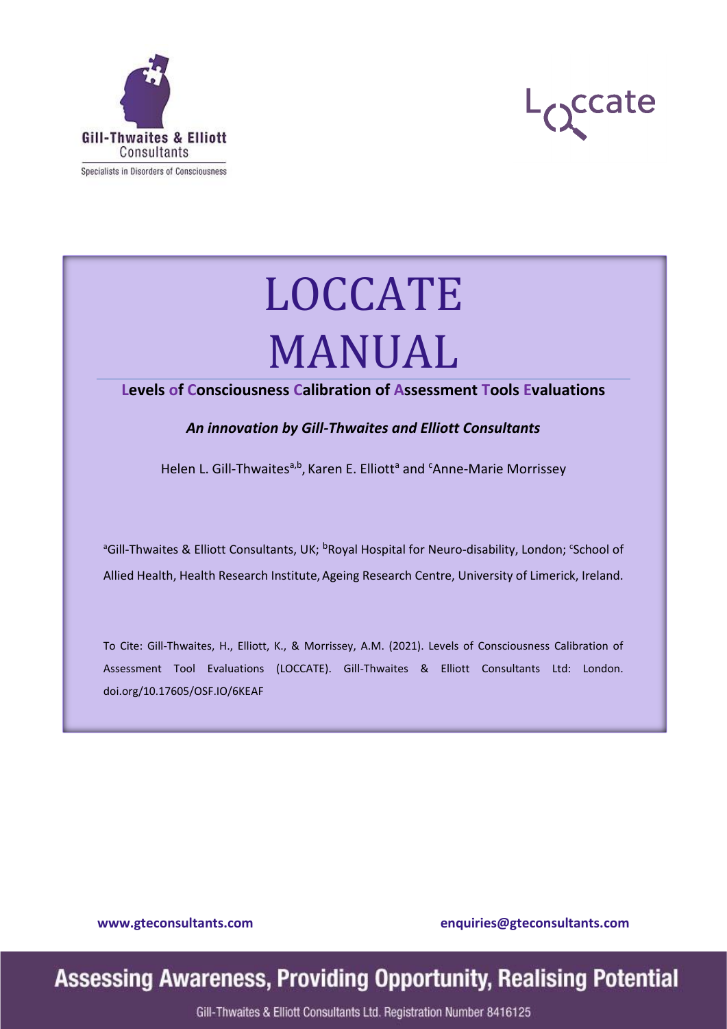Gill-Thwaites & Elliott Consultants

Specialists in Disorders of Consciousness

Loccate

# LOCCATE MANUAL

**Levels of Consciousness Calibration of Assessment Tools Evaluations**

***An innovation by Gill-Thwaites and Elliott Consultants***

Helen L. Gill-Thwaites[a,b], Karen E. Elliott[a] and [c]Anne-Marie Morrissey

[a]Gill-Thwaites & Elliott Consultants, UK; [b]Royal Hospital for Neuro-disability, London; [c]School of Allied Health, Health Research Institute, Ageing Research Centre, University of Limerick, Ireland.

To Cite: Gill-Thwaites, H., Elliott, K., & Morrissey, A.M. (2021). Levels of Consciousness Calibration of Assessment Tool Evaluations (LOCCATE). Gill-Thwaites & Elliott Consultants Ltd: London. doi.org/10.17605/OSF.IO/6KEAF

**www.gteconsultants.com** **enquiries@gteconsultants.com**

**Assessing Awareness, Providing Opportunity, Realising Potential**

Gill-Thwaites & Elliott Consultants Ltd. Registration Number 8416125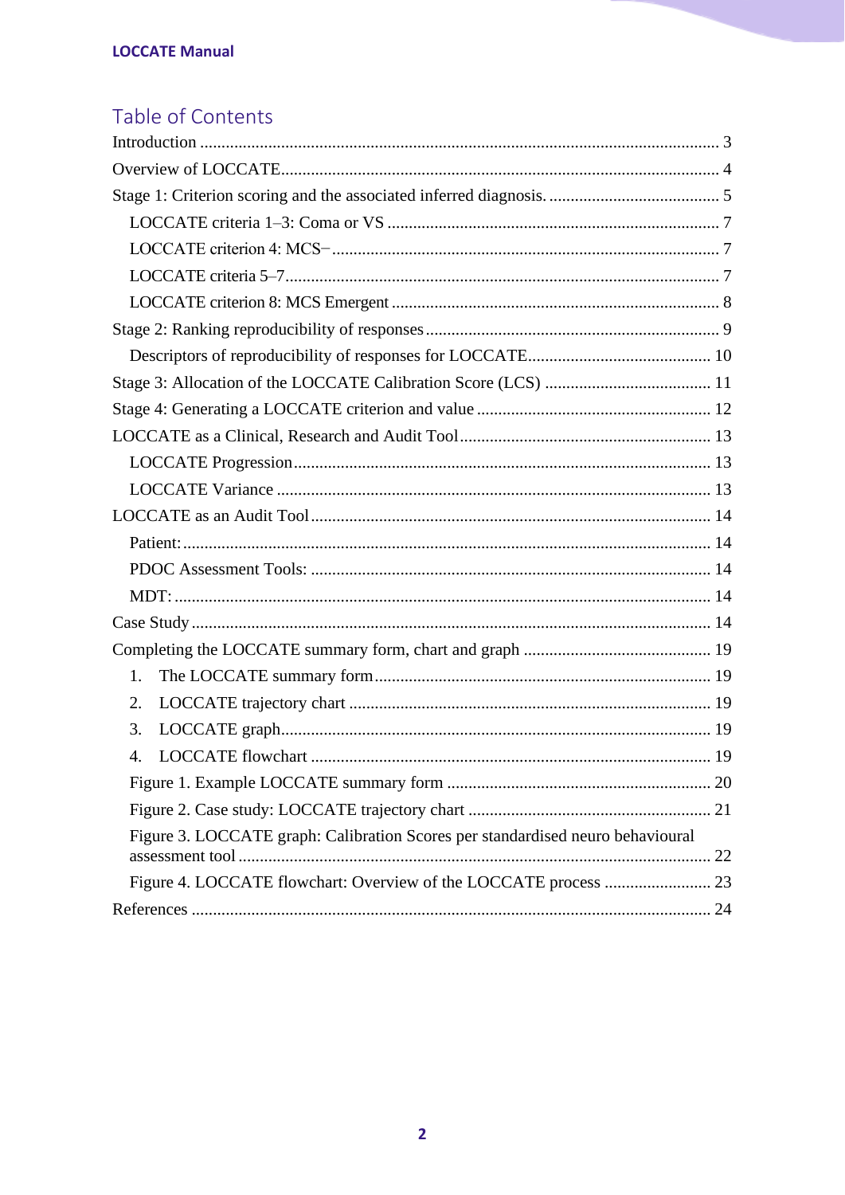## Table of Contents

Introduction ........................................................................................................ 3

Overview of LOCCATE...................................................................................... 4

Stage 1: Criterion scoring and the associated inferred diagnosis. ........................................ 5

- LOCCATE criteria 1–3: Coma or VS ............................................................ 7
- LOCCATE criterion 4: MCS− .......................................................................... 7
- LOCCATE criteria 5–7..................................................................................... 7
- LOCCATE criterion 8: MCS Emergent ............................................................ 8

Stage 2: Ranking reproducibility of responses ..................................................... 9

- Descriptors of reproducibility of responses for LOCCATE........................... 10

Stage 3: Allocation of the LOCCATE Calibration Score (LCS) ....................................... 11

Stage 4: Generating a LOCCATE criterion and value ....................................................... 12

LOCCATE as a Clinical, Research and Audit Tool........................................................... 13

- LOCCATE Progression.................................................................................. 13
- LOCCATE Variance ...................................................................................... 13

LOCCATE as an Audit Tool............................................................................. 14

- Patient:.......................................................................................................... 14
- PDOC Assessment Tools: ............................................................................. 14
- MDT: ............................................................................................................. 14

Case Study ......................................................................................................... 14

Completing the LOCCATE summary form, chart and graph ............................................ 19

1. The LOCCATE summary form.............................................................. 19
2. LOCCATE trajectory chart .................................................................... 19
3. LOCCATE graph.................................................................................... 19
4. LOCCATE flowchart ............................................................................. 19

- Figure 1. Example LOCCATE summary form ............................................. 20
- Figure 2. Case study: LOCCATE trajectory chart ......................................... 21
- Figure 3. LOCCATE graph: Calibration Scores per standardised neuro behavioural assessment tool .............................................................................................. 22
- Figure 4. LOCCATE flowchart: Overview of the LOCCATE process ......................... 23

References ......................................................................................................... 24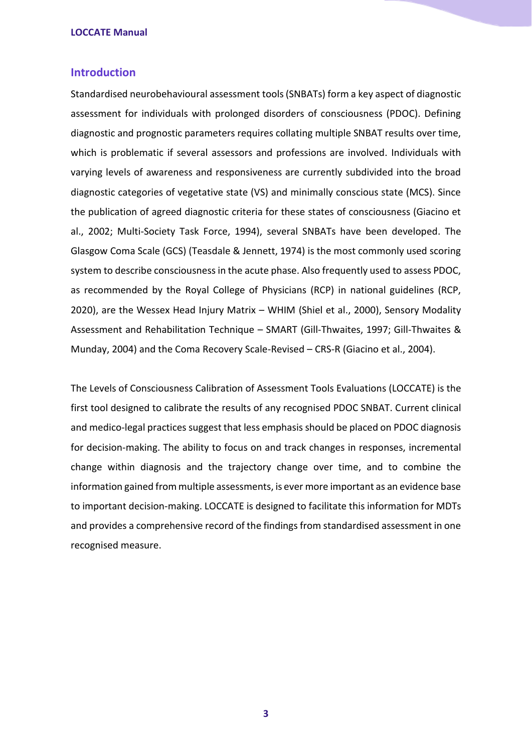## Introduction

Standardised neurobehavioural assessment tools (SNBATs) form a key aspect of diagnostic assessment for individuals with prolonged disorders of consciousness (PDOC). Defining diagnostic and prognostic parameters requires collating multiple SNBAT results over time, which is problematic if several assessors and professions are involved. Individuals with varying levels of awareness and responsiveness are currently subdivided into the broad diagnostic categories of vegetative state (VS) and minimally conscious state (MCS). Since the publication of agreed diagnostic criteria for these states of consciousness (Giacino et al., 2002; Multi-Society Task Force, 1994), several SNBATs have been developed. The Glasgow Coma Scale (GCS) (Teasdale & Jennett, 1974) is the most commonly used scoring system to describe consciousness in the acute phase. Also frequently used to assess PDOC, as recommended by the Royal College of Physicians (RCP) in national guidelines (RCP, 2020), are the Wessex Head Injury Matrix – WHIM (Shiel et al., 2000), Sensory Modality Assessment and Rehabilitation Technique – SMART (Gill-Thwaites, 1997; Gill-Thwaites & Munday, 2004) and the Coma Recovery Scale-Revised – CRS-R (Giacino et al., 2004).

The Levels of Consciousness Calibration of Assessment Tools Evaluations (LOCCATE) is the first tool designed to calibrate the results of any recognised PDOC SNBAT. Current clinical and medico-legal practices suggest that less emphasis should be placed on PDOC diagnosis for decision-making. The ability to focus on and track changes in responses, incremental change within diagnosis and the trajectory change over time, and to combine the information gained from multiple assessments, is ever more important as an evidence base to important decision-making. LOCCATE is designed to facilitate this information for MDTs and provides a comprehensive record of the findings from standardised assessment in one recognised measure.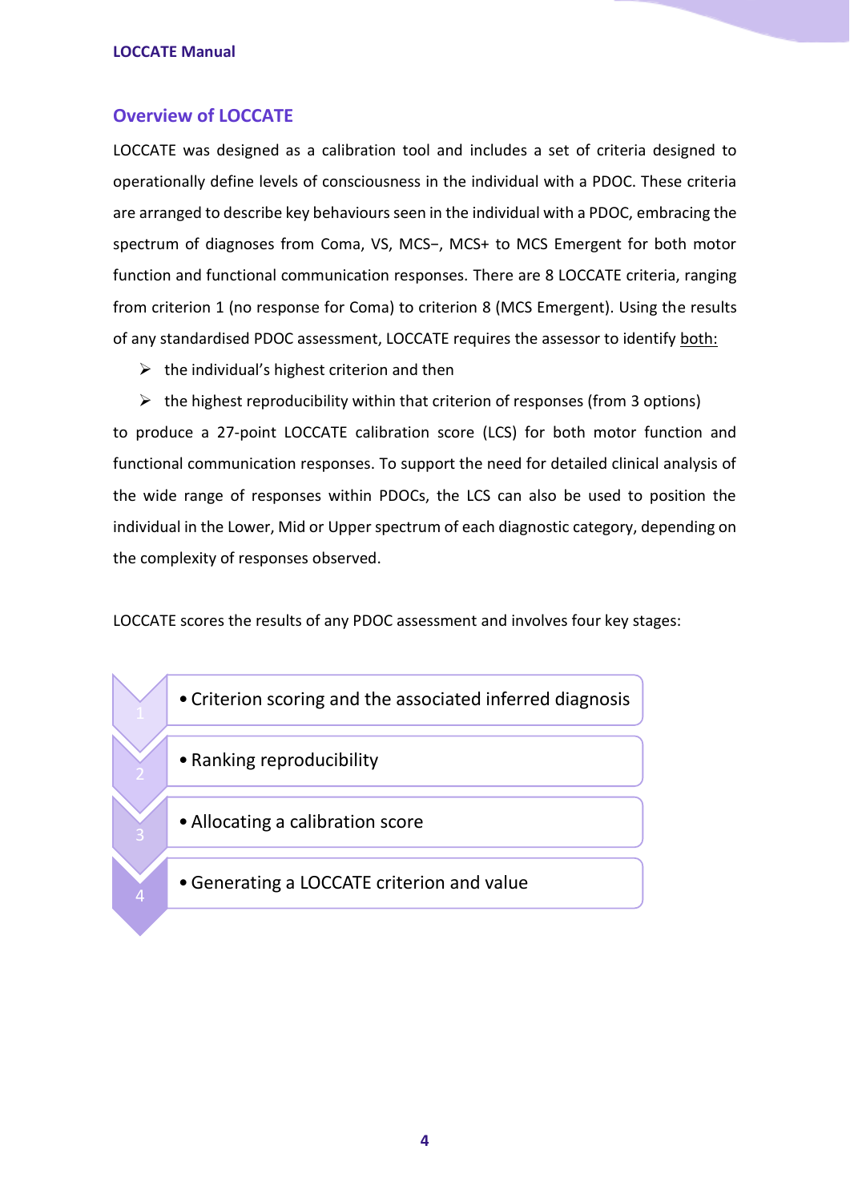## Overview of LOCCATE

LOCCATE was designed as a calibration tool and includes a set of criteria designed to operationally define levels of consciousness in the individual with a PDOC. These criteria are arranged to describe key behaviours seen in the individual with a PDOC, embracing the spectrum of diagnoses from Coma, VS, MCS−, MCS+ to MCS Emergent for both motor function and functional communication responses. There are 8 LOCCATE criteria, ranging from criterion 1 (no response for Coma) to criterion 8 (MCS Emergent). Using the results of any standardised PDOC assessment, LOCCATE requires the assessor to identify both:

- the individual's highest criterion and then
- the highest reproducibility within that criterion of responses (from 3 options)

to produce a 27-point LOCCATE calibration score (LCS) for both motor function and functional communication responses. To support the need for detailed clinical analysis of the wide range of responses within PDOCs, the LCS can also be used to position the individual in the Lower, Mid or Upper spectrum of each diagnostic category, depending on the complexity of responses observed.

LOCCATE scores the results of any PDOC assessment and involves four key stages:

1. Criterion scoring and the associated inferred diagnosis
2. Ranking reproducibility
3. Allocating a calibration score
4. Generating a LOCCATE criterion and value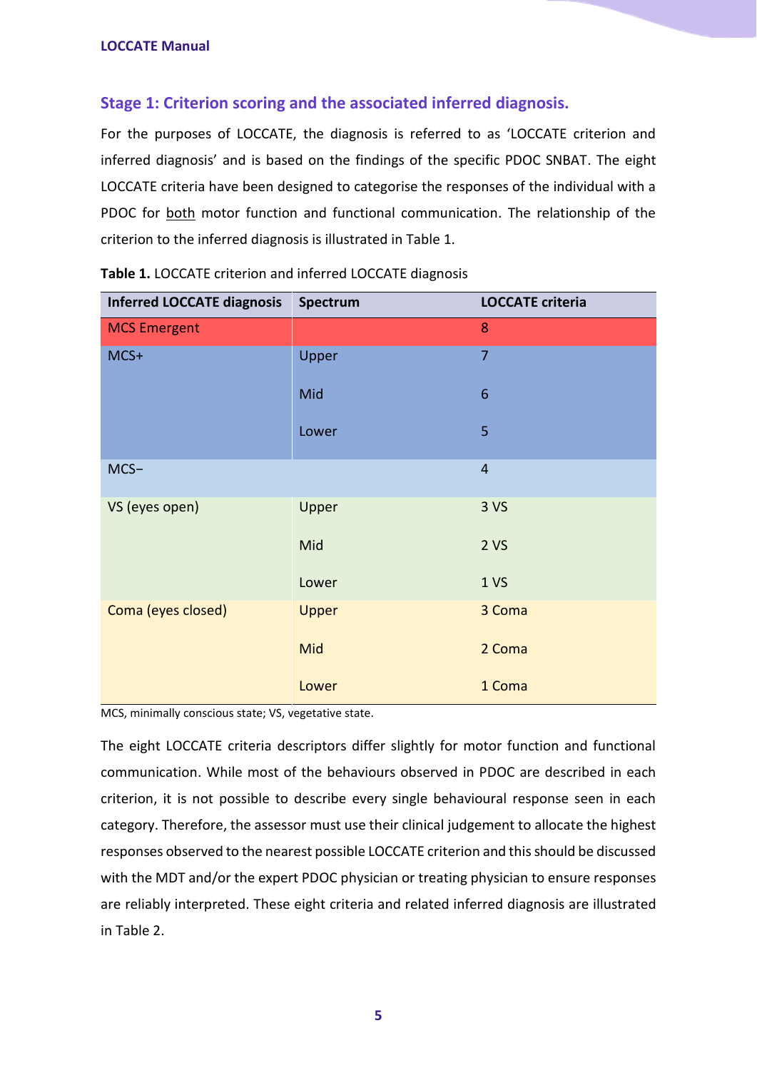## Stage 1: Criterion scoring and the associated inferred diagnosis.

For the purposes of LOCCATE, the diagnosis is referred to as 'LOCCATE criterion and inferred diagnosis' and is based on the findings of the specific PDOC SNBAT. The eight LOCCATE criteria have been designed to categorise the responses of the individual with a PDOC for both motor function and functional communication. The relationship of the criterion to the inferred diagnosis is illustrated in Table 1.

**Table 1.** LOCCATE criterion and inferred LOCCATE diagnosis

| Inferred LOCCATE diagnosis | Spectrum | LOCCATE criteria |
|---|---|---|
| MCS Emergent | | 8 |
| MCS+ | Upper | 7 |
| | Mid | 6 |
| | Lower | 5 |
| MCS− | | 4 |
| VS (eyes open) | Upper | 3 VS |
| | Mid | 2 VS |
| | Lower | 1 VS |
| Coma (eyes closed) | Upper | 3 Coma |
| | Mid | 2 Coma |
| | Lower | 1 Coma |

MCS, minimally conscious state; VS, vegetative state.

The eight LOCCATE criteria descriptors differ slightly for motor function and functional communication. While most of the behaviours observed in PDOC are described in each criterion, it is not possible to describe every single behavioural response seen in each category. Therefore, the assessor must use their clinical judgement to allocate the highest responses observed to the nearest possible LOCCATE criterion and this should be discussed with the MDT and/or the expert PDOC physician or treating physician to ensure responses are reliably interpreted. These eight criteria and related inferred diagnosis are illustrated in Table 2.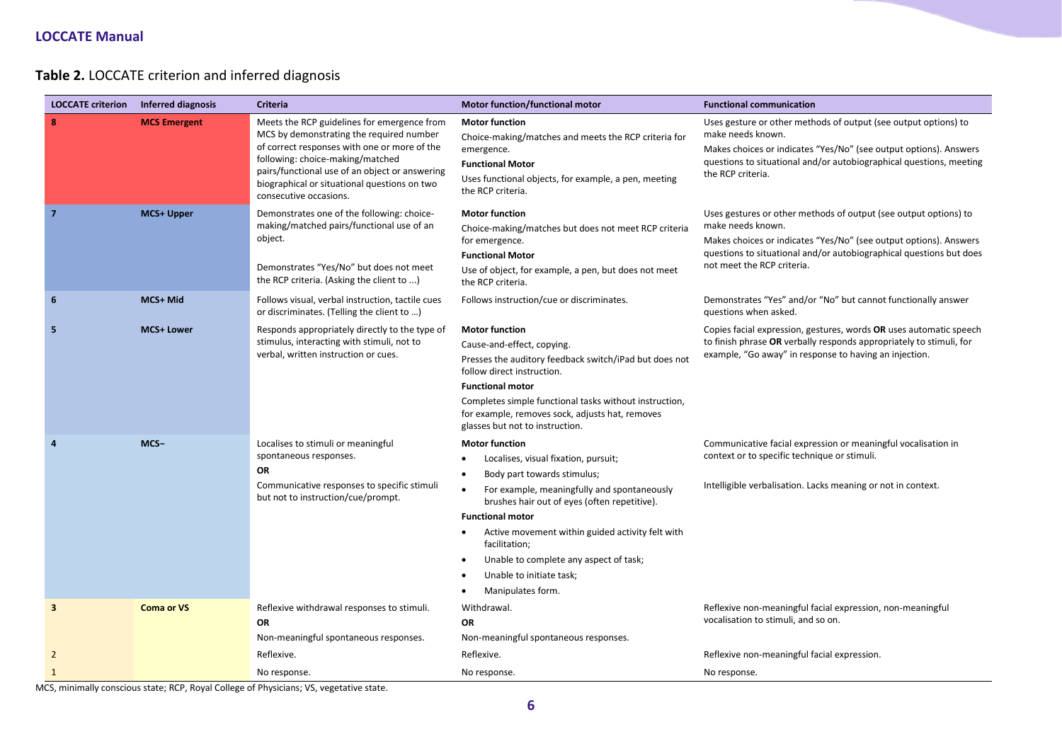**Table 2.** LOCCATE criterion and inferred diagnosis

| LOCCATE criterion | Inferred diagnosis | Criteria | Motor function/functional motor | Functional communication |
|---|---|---|---|---|
| 8 | MCS Emergent | Meets the RCP guidelines for emergence from MCS by demonstrating the required number of correct responses with one or more of the following: choice-making/matched pairs/functional use of an object or answering biographical or situational questions on two consecutive occasions. | **Motor function**<br>Choice-making/matches and meets the RCP criteria for emergence.<br>**Functional Motor**<br>Uses functional objects, for example, a pen, meeting the RCP criteria. | Uses gesture or other methods of output (see output options) to make needs known.<br>Makes choices or indicates "Yes/No" (see output options). Answers questions to situational and/or autobiographical questions, meeting the RCP criteria. |
| 7 | MCS+ Upper | Demonstrates one of the following: choice-making/matched pairs/functional use of an object.<br><br>Demonstrates "Yes/No" but does not meet the RCP criteria. (Asking the client to ...) | **Motor function**<br>Choice-making/matches but does not meet RCP criteria for emergence.<br>**Functional Motor**<br>Use of object, for example, a pen, but does not meet the RCP criteria. | Uses gestures or other methods of output (see output options) to make needs known.<br>Makes choices or indicates "Yes/No" (see output options). Answers questions to situational and/or autobiographical questions but does not meet the RCP criteria. |
| 6 | MCS+ Mid | Follows visual, verbal instruction, tactile cues or discriminates. (Telling the client to ...) | Follows instruction/cue or discriminates. | Demonstrates "Yes" and/or "No" but cannot functionally answer questions when asked. |
| 5 | MCS+ Lower | Responds appropriately directly to the type of stimulus, interacting with stimuli, not to verbal, written instruction or cues. | **Motor function**<br>Cause-and-effect, copying.<br>Presses the auditory feedback switch/iPad but does not follow direct instruction.<br>**Functional motor**<br>Completes simple functional tasks without instruction, for example, removes sock, adjusts hat, removes glasses but not to instruction. | Copies facial expression, gestures, words **OR** uses automatic speech to finish phrase **OR** verbally responds appropriately to stimuli, for example, "Go away" in response to having an injection. |
| 4 | MCS− | Localises to stimuli or meaningful spontaneous responses.<br>**OR**<br>Communicative responses to specific stimuli but not to instruction/cue/prompt. | **Motor function**<br>• Localises, visual fixation, pursuit;<br>• Body part towards stimulus;<br>• For example, meaningfully and spontaneously brushes hair out of eyes (often repetitive).<br>**Functional motor**<br>• Active movement within guided activity felt with facilitation;<br>• Unable to complete any aspect of task;<br>• Unable to initiate task;<br>• Manipulates form. | Communicative facial expression or meaningful vocalisation in context or to specific technique or stimuli.<br><br>Intelligible verbalisation. Lacks meaning or not in context. |
| 3 | Coma or VS | Reflexive withdrawal responses to stimuli.<br>**OR**<br>Non-meaningful spontaneous responses. | Withdrawal.<br>**OR**<br>Non-meaningful spontaneous responses. | Reflexive non-meaningful facial expression, non-meaningful vocalisation to stimuli, and so on. |
| 2 | | Reflexive. | Reflexive. | Reflexive non-meaningful facial expression. |
| 1 | | No response. | No response. | No response. |

MCS, minimally conscious state; RCP, Royal College of Physicians; VS, vegetative state.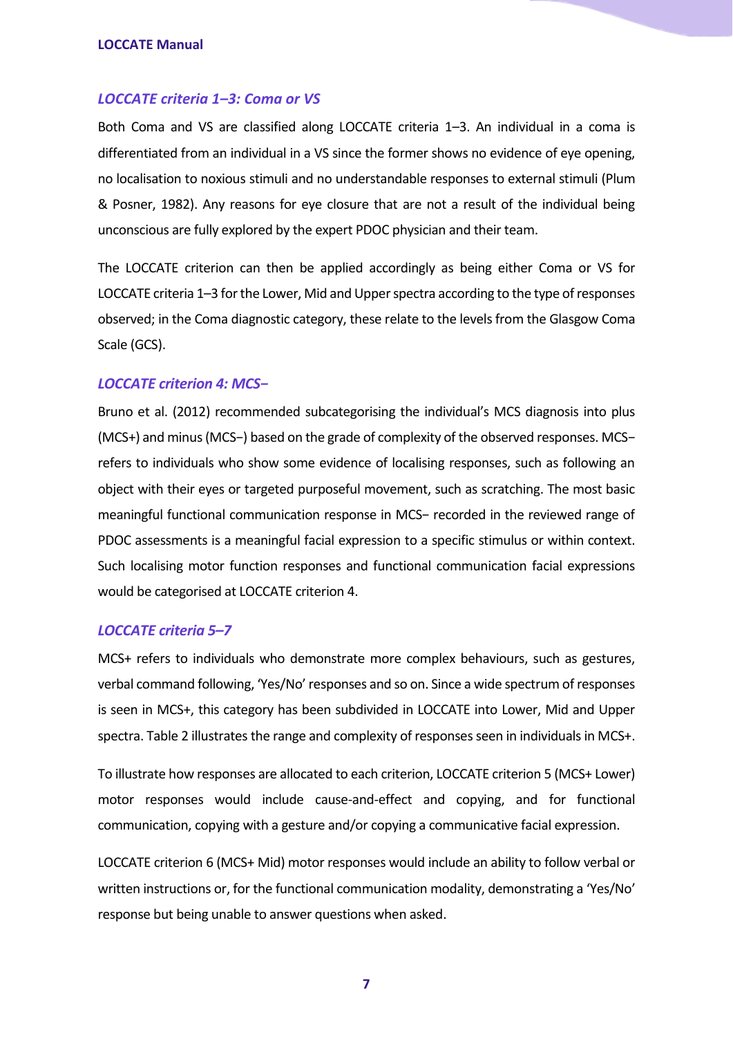### *LOCCATE criteria 1–3: Coma or VS*

Both Coma and VS are classified along LOCCATE criteria 1–3. An individual in a coma is differentiated from an individual in a VS since the former shows no evidence of eye opening, no localisation to noxious stimuli and no understandable responses to external stimuli (Plum & Posner, 1982). Any reasons for eye closure that are not a result of the individual being unconscious are fully explored by the expert PDOC physician and their team.

The LOCCATE criterion can then be applied accordingly as being either Coma or VS for LOCCATE criteria 1–3 for the Lower, Mid and Upper spectra according to the type of responses observed; in the Coma diagnostic category, these relate to the levels from the Glasgow Coma Scale (GCS).

### *LOCCATE criterion 4: MCS−*

Bruno et al. (2012) recommended subcategorising the individual's MCS diagnosis into plus (MCS+) and minus (MCS−) based on the grade of complexity of the observed responses. MCS− refers to individuals who show some evidence of localising responses, such as following an object with their eyes or targeted purposeful movement, such as scratching. The most basic meaningful functional communication response in MCS− recorded in the reviewed range of PDOC assessments is a meaningful facial expression to a specific stimulus or within context. Such localising motor function responses and functional communication facial expressions would be categorised at LOCCATE criterion 4.

### *LOCCATE criteria 5–7*

MCS+ refers to individuals who demonstrate more complex behaviours, such as gestures, verbal command following, 'Yes/No' responses and so on. Since a wide spectrum of responses is seen in MCS+, this category has been subdivided in LOCCATE into Lower, Mid and Upper spectra. Table 2 illustrates the range and complexity of responses seen in individuals in MCS+.

To illustrate how responses are allocated to each criterion, LOCCATE criterion 5 (MCS+ Lower) motor responses would include cause-and-effect and copying, and for functional communication, copying with a gesture and/or copying a communicative facial expression.

LOCCATE criterion 6 (MCS+ Mid) motor responses would include an ability to follow verbal or written instructions or, for the functional communication modality, demonstrating a 'Yes/No' response but being unable to answer questions when asked.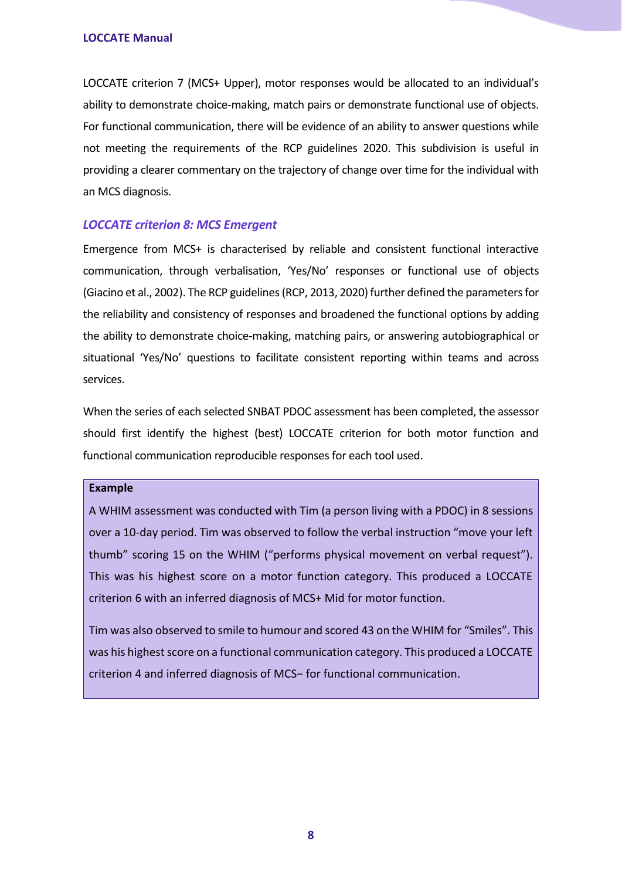LOCCATE criterion 7 (MCS+ Upper), motor responses would be allocated to an individual's ability to demonstrate choice-making, match pairs or demonstrate functional use of objects. For functional communication, there will be evidence of an ability to answer questions while not meeting the requirements of the RCP guidelines 2020. This subdivision is useful in providing a clearer commentary on the trajectory of change over time for the individual with an MCS diagnosis.

### *LOCCATE criterion 8: MCS Emergent*

Emergence from MCS+ is characterised by reliable and consistent functional interactive communication, through verbalisation, 'Yes/No' responses or functional use of objects (Giacino et al., 2002). The RCP guidelines (RCP, 2013, 2020) further defined the parameters for the reliability and consistency of responses and broadened the functional options by adding the ability to demonstrate choice-making, matching pairs, or answering autobiographical or situational 'Yes/No' questions to facilitate consistent reporting within teams and across services.

When the series of each selected SNBAT PDOC assessment has been completed, the assessor should first identify the highest (best) LOCCATE criterion for both motor function and functional communication reproducible responses for each tool used.

> **Example**
>
> A WHIM assessment was conducted with Tim (a person living with a PDOC) in 8 sessions over a 10-day period. Tim was observed to follow the verbal instruction "move your left thumb" scoring 15 on the WHIM ("performs physical movement on verbal request"). This was his highest score on a motor function category. This produced a LOCCATE criterion 6 with an inferred diagnosis of MCS+ Mid for motor function.
>
> Tim was also observed to smile to humour and scored 43 on the WHIM for "Smiles". This was his highest score on a functional communication category. This produced a LOCCATE criterion 4 and inferred diagnosis of MCS− for functional communication.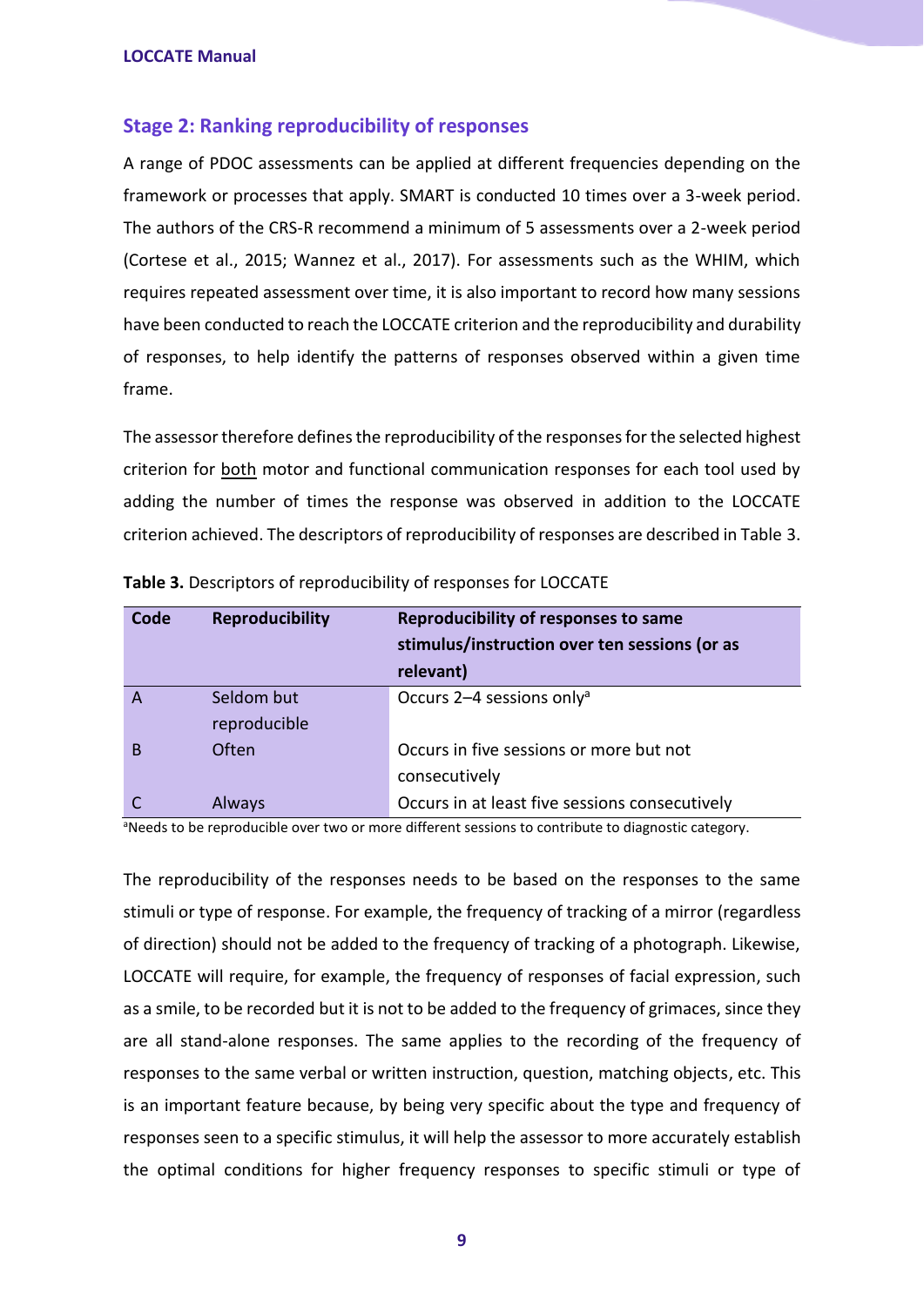## Stage 2: Ranking reproducibility of responses

A range of PDOC assessments can be applied at different frequencies depending on the framework or processes that apply. SMART is conducted 10 times over a 3-week period. The authors of the CRS-R recommend a minimum of 5 assessments over a 2-week period (Cortese et al., 2015; Wannez et al., 2017). For assessments such as the WHIM, which requires repeated assessment over time, it is also important to record how many sessions have been conducted to reach the LOCCATE criterion and the reproducibility and durability of responses, to help identify the patterns of responses observed within a given time frame.

The assessor therefore defines the reproducibility of the responses for the selected highest criterion for both motor and functional communication responses for each tool used by adding the number of times the response was observed in addition to the LOCCATE criterion achieved. The descriptors of reproducibility of responses are described in Table 3.

**Table 3.** Descriptors of reproducibility of responses for LOCCATE

| Code | Reproducibility | Reproducibility of responses to same stimulus/instruction over ten sessions (or as relevant) |
|---|---|---|
| A | Seldom but reproducible | Occurs 2–4 sessions only[a] |
| B | Often | Occurs in five sessions or more but not consecutively |
| C | Always | Occurs in at least five sessions consecutively |

[a]Needs to be reproducible over two or more different sessions to contribute to diagnostic category.

The reproducibility of the responses needs to be based on the responses to the same stimuli or type of response. For example, the frequency of tracking of a mirror (regardless of direction) should not be added to the frequency of tracking of a photograph. Likewise, LOCCATE will require, for example, the frequency of responses of facial expression, such as a smile, to be recorded but it is not to be added to the frequency of grimaces, since they are all stand-alone responses. The same applies to the recording of the frequency of responses to the same verbal or written instruction, question, matching objects, etc. This is an important feature because, by being very specific about the type and frequency of responses seen to a specific stimulus, it will help the assessor to more accurately establish the optimal conditions for higher frequency responses to specific stimuli or type of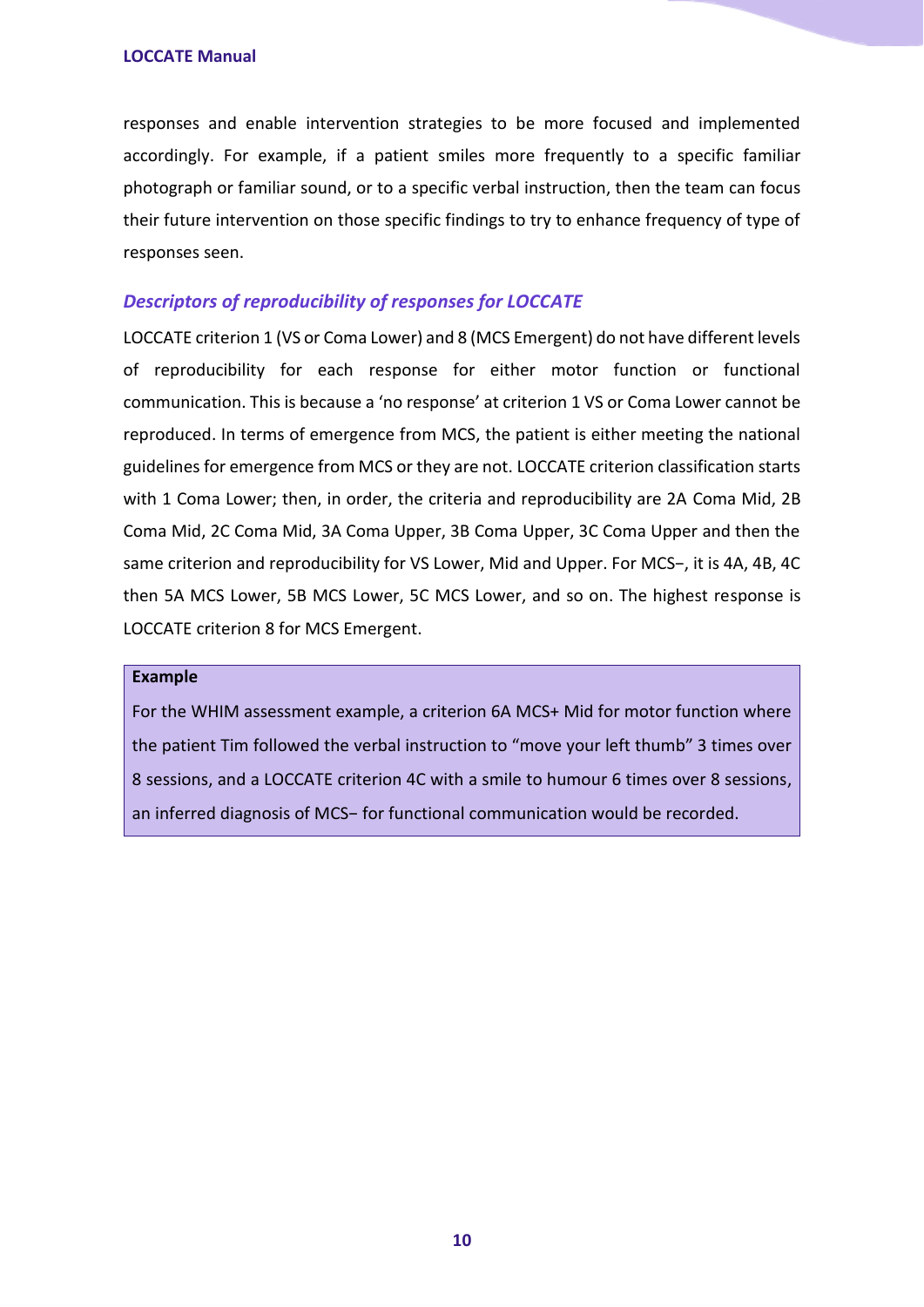responses and enable intervention strategies to be more focused and implemented accordingly. For example, if a patient smiles more frequently to a specific familiar photograph or familiar sound, or to a specific verbal instruction, then the team can focus their future intervention on those specific findings to try to enhance frequency of type of responses seen.

### *Descriptors of reproducibility of responses for LOCCATE*

LOCCATE criterion 1 (VS or Coma Lower) and 8 (MCS Emergent) do not have different levels of reproducibility for each response for either motor function or functional communication. This is because a 'no response' at criterion 1 VS or Coma Lower cannot be reproduced. In terms of emergence from MCS, the patient is either meeting the national guidelines for emergence from MCS or they are not. LOCCATE criterion classification starts with 1 Coma Lower; then, in order, the criteria and reproducibility are 2A Coma Mid, 2B Coma Mid, 2C Coma Mid, 3A Coma Upper, 3B Coma Upper, 3C Coma Upper and then the same criterion and reproducibility for VS Lower, Mid and Upper. For MCS−, it is 4A, 4B, 4C then 5A MCS Lower, 5B MCS Lower, 5C MCS Lower, and so on. The highest response is LOCCATE criterion 8 for MCS Emergent.

> **Example**
>
> For the WHIM assessment example, a criterion 6A MCS+ Mid for motor function where the patient Tim followed the verbal instruction to "move your left thumb" 3 times over 8 sessions, and a LOCCATE criterion 4C with a smile to humour 6 times over 8 sessions, an inferred diagnosis of MCS− for functional communication would be recorded.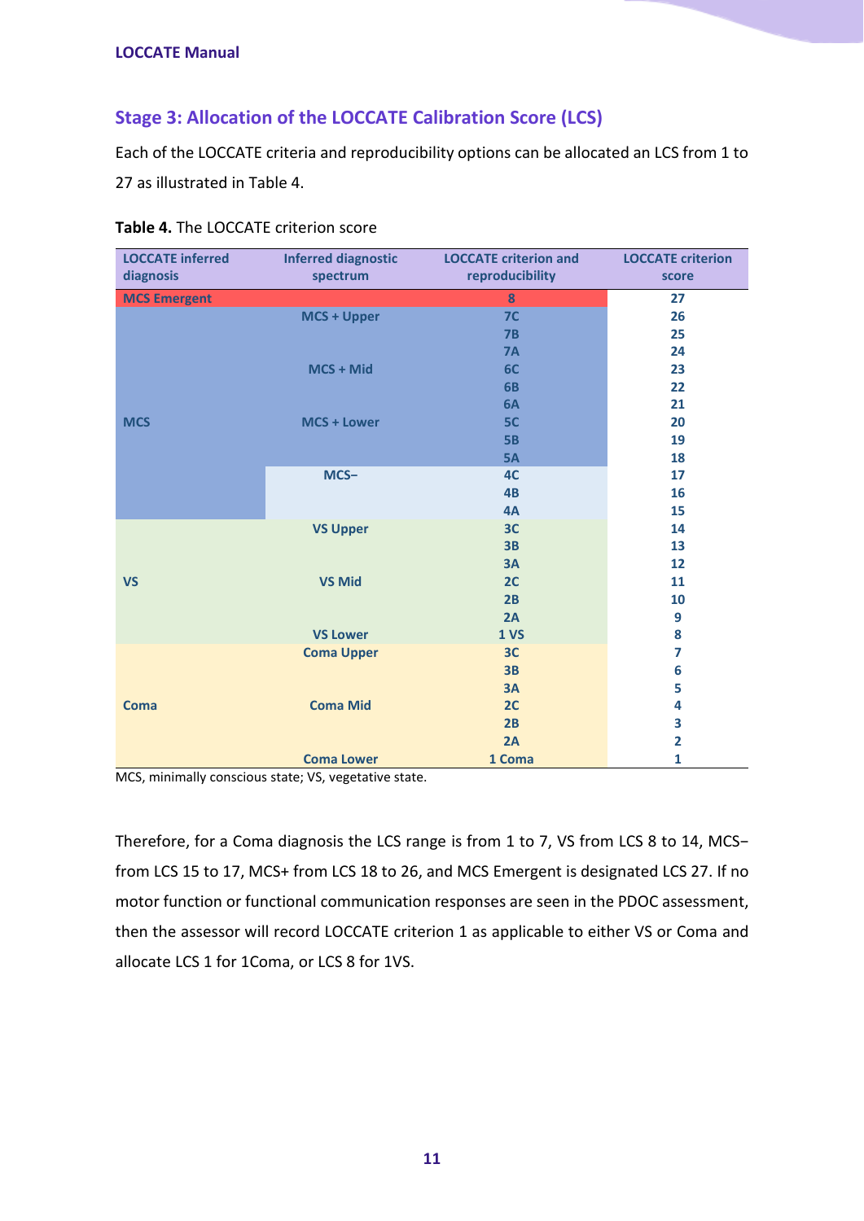## Stage 3: Allocation of the LOCCATE Calibration Score (LCS)

Each of the LOCCATE criteria and reproducibility options can be allocated an LCS from 1 to 27 as illustrated in Table 4.

**Table 4.** The LOCCATE criterion score

| LOCCATE inferred diagnosis | Inferred diagnostic spectrum | LOCCATE criterion and reproducibility | LOCCATE criterion score |
|---|---|---|---|
| MCS Emergent | | 8 | 27 |
| MCS | MCS + Upper | 7C | 26 |
| | | 7B | 25 |
| | | 7A | 24 |
| | MCS + Mid | 6C | 23 |
| | | 6B | 22 |
| | | 6A | 21 |
| | MCS + Lower | 5C | 20 |
| | | 5B | 19 |
| | | 5A | 18 |
| | MCS− | 4C | 17 |
| | | 4B | 16 |
| | | 4A | 15 |
| VS | VS Upper | 3C | 14 |
| | | 3B | 13 |
| | | 3A | 12 |
| | VS Mid | 2C | 11 |
| | | 2B | 10 |
| | | 2A | 9 |
| | VS Lower | 1 VS | 8 |
| Coma | Coma Upper | 3C | 7 |
| | | 3B | 6 |
| | | 3A | 5 |
| | Coma Mid | 2C | 4 |
| | | 2B | 3 |
| | | 2A | 2 |
| | Coma Lower | 1 Coma | 1 |

MCS, minimally conscious state; VS, vegetative state.

Therefore, for a Coma diagnosis the LCS range is from 1 to 7, VS from LCS 8 to 14, MCS− from LCS 15 to 17, MCS+ from LCS 18 to 26, and MCS Emergent is designated LCS 27. If no motor function or functional communication responses are seen in the PDOC assessment, then the assessor will record LOCCATE criterion 1 as applicable to either VS or Coma and allocate LCS 1 for 1Coma, or LCS 8 for 1VS.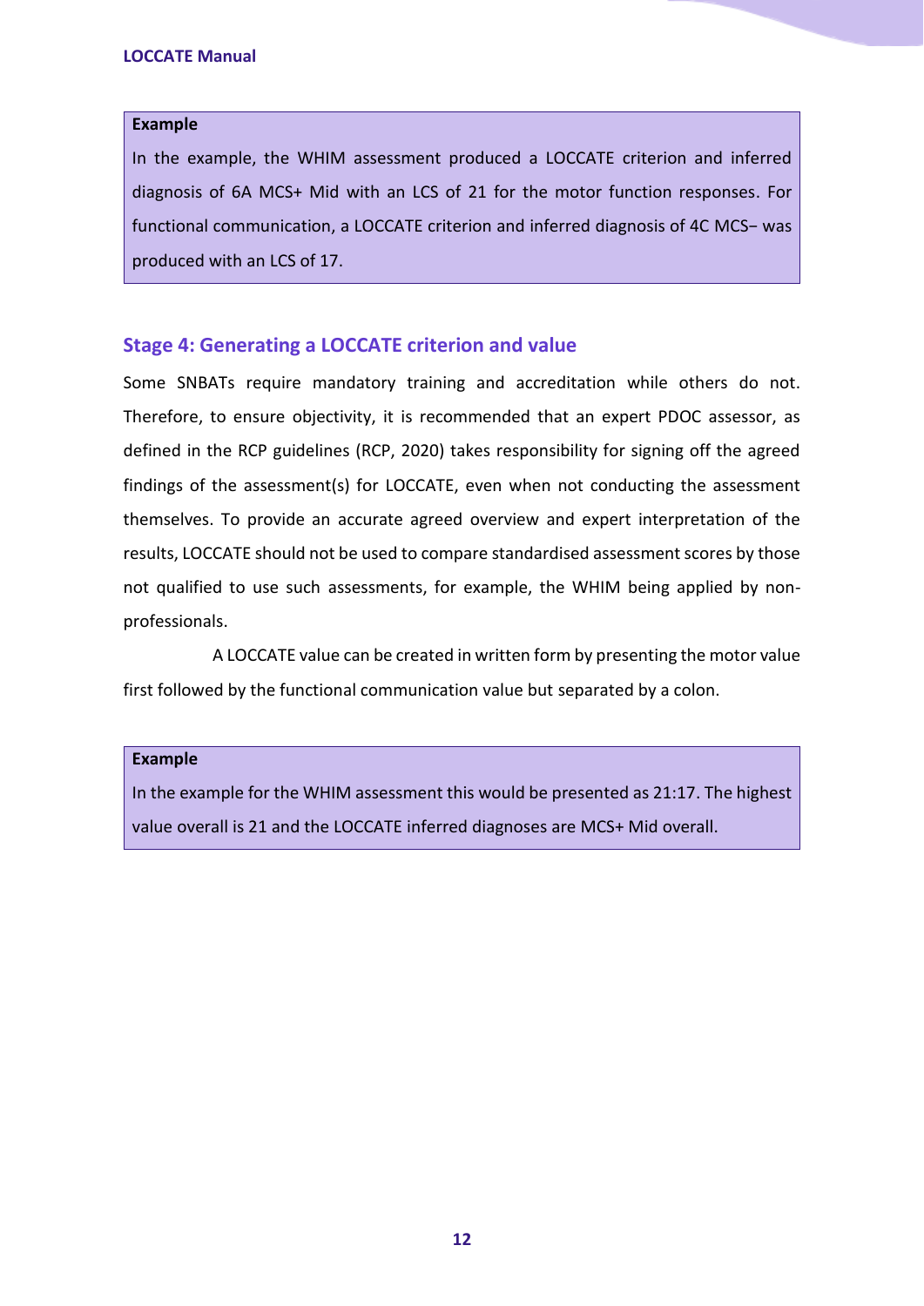**Example**

In the example, the WHIM assessment produced a LOCCATE criterion and inferred diagnosis of 6A MCS+ Mid with an LCS of 21 for the motor function responses. For functional communication, a LOCCATE criterion and inferred diagnosis of 4C MCS− was produced with an LCS of 17.

### Stage 4: Generating a LOCCATE criterion and value

Some SNBATs require mandatory training and accreditation while others do not. Therefore, to ensure objectivity, it is recommended that an expert PDOC assessor, as defined in the RCP guidelines (RCP, 2020) takes responsibility for signing off the agreed findings of the assessment(s) for LOCCATE, even when not conducting the assessment themselves. To provide an accurate agreed overview and expert interpretation of the results, LOCCATE should not be used to compare standardised assessment scores by those not qualified to use such assessments, for example, the WHIM being applied by non-professionals.

A LOCCATE value can be created in written form by presenting the motor value first followed by the functional communication value but separated by a colon.

**Example**

In the example for the WHIM assessment this would be presented as 21:17. The highest value overall is 21 and the LOCCATE inferred diagnoses are MCS+ Mid overall.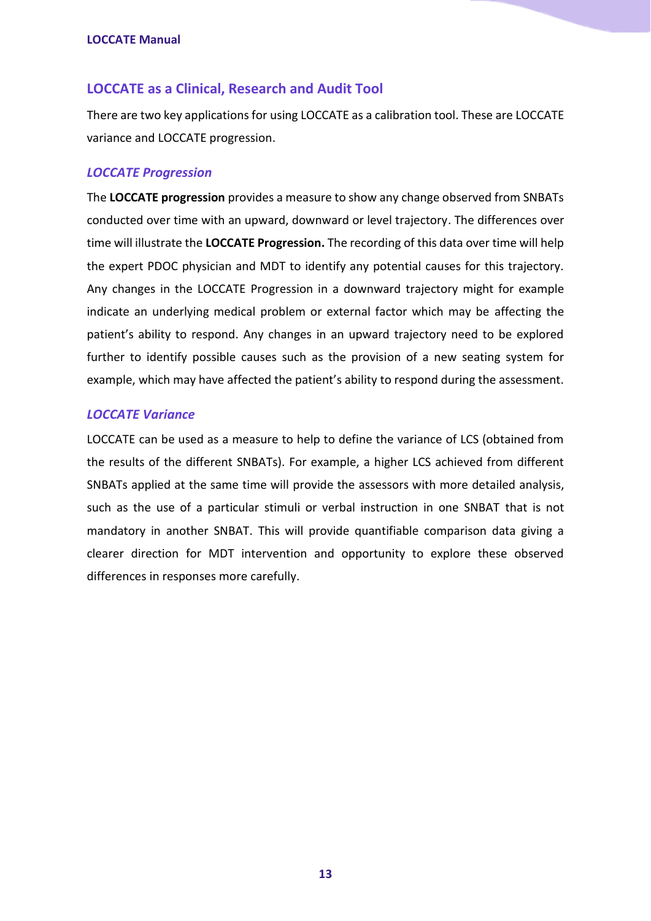## LOCCATE as a Clinical, Research and Audit Tool

There are two key applications for using LOCCATE as a calibration tool. These are LOCCATE variance and LOCCATE progression.

### *LOCCATE Progression*

The **LOCCATE progression** provides a measure to show any change observed from SNBATs conducted over time with an upward, downward or level trajectory. The differences over time will illustrate the **LOCCATE Progression.** The recording of this data over time will help the expert PDOC physician and MDT to identify any potential causes for this trajectory. Any changes in the LOCCATE Progression in a downward trajectory might for example indicate an underlying medical problem or external factor which may be affecting the patient's ability to respond. Any changes in an upward trajectory need to be explored further to identify possible causes such as the provision of a new seating system for example, which may have affected the patient's ability to respond during the assessment.

### *LOCCATE Variance*

LOCCATE can be used as a measure to help to define the variance of LCS (obtained from the results of the different SNBATs). For example, a higher LCS achieved from different SNBATs applied at the same time will provide the assessors with more detailed analysis, such as the use of a particular stimuli or verbal instruction in one SNBAT that is not mandatory in another SNBAT. This will provide quantifiable comparison data giving a clearer direction for MDT intervention and opportunity to explore these observed differences in responses more carefully.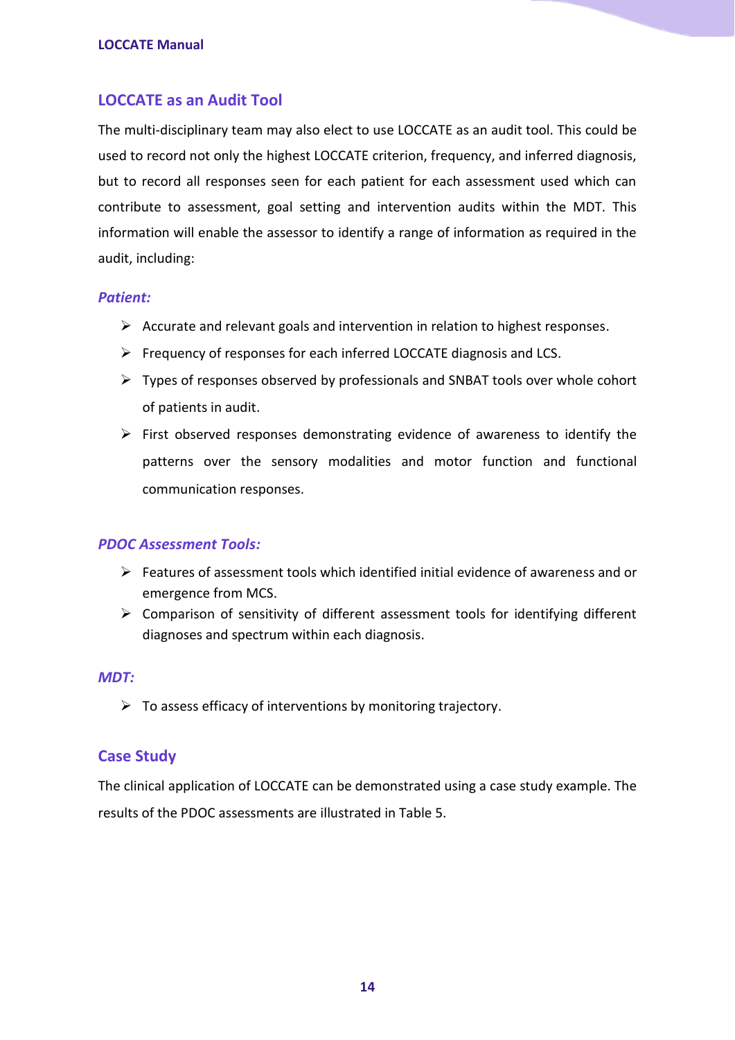## LOCCATE as an Audit Tool

The multi-disciplinary team may also elect to use LOCCATE as an audit tool. This could be used to record not only the highest LOCCATE criterion, frequency, and inferred diagnosis, but to record all responses seen for each patient for each assessment used which can contribute to assessment, goal setting and intervention audits within the MDT. This information will enable the assessor to identify a range of information as required in the audit, including:

### *Patient:*

- Accurate and relevant goals and intervention in relation to highest responses.
- Frequency of responses for each inferred LOCCATE diagnosis and LCS.
- Types of responses observed by professionals and SNBAT tools over whole cohort of patients in audit.
- First observed responses demonstrating evidence of awareness to identify the patterns over the sensory modalities and motor function and functional communication responses.

### *PDOC Assessment Tools:*

- Features of assessment tools which identified initial evidence of awareness and or emergence from MCS.
- Comparison of sensitivity of different assessment tools for identifying different diagnoses and spectrum within each diagnosis.

### *MDT:*

- To assess efficacy of interventions by monitoring trajectory.

## Case Study

The clinical application of LOCCATE can be demonstrated using a case study example. The results of the PDOC assessments are illustrated in Table 5.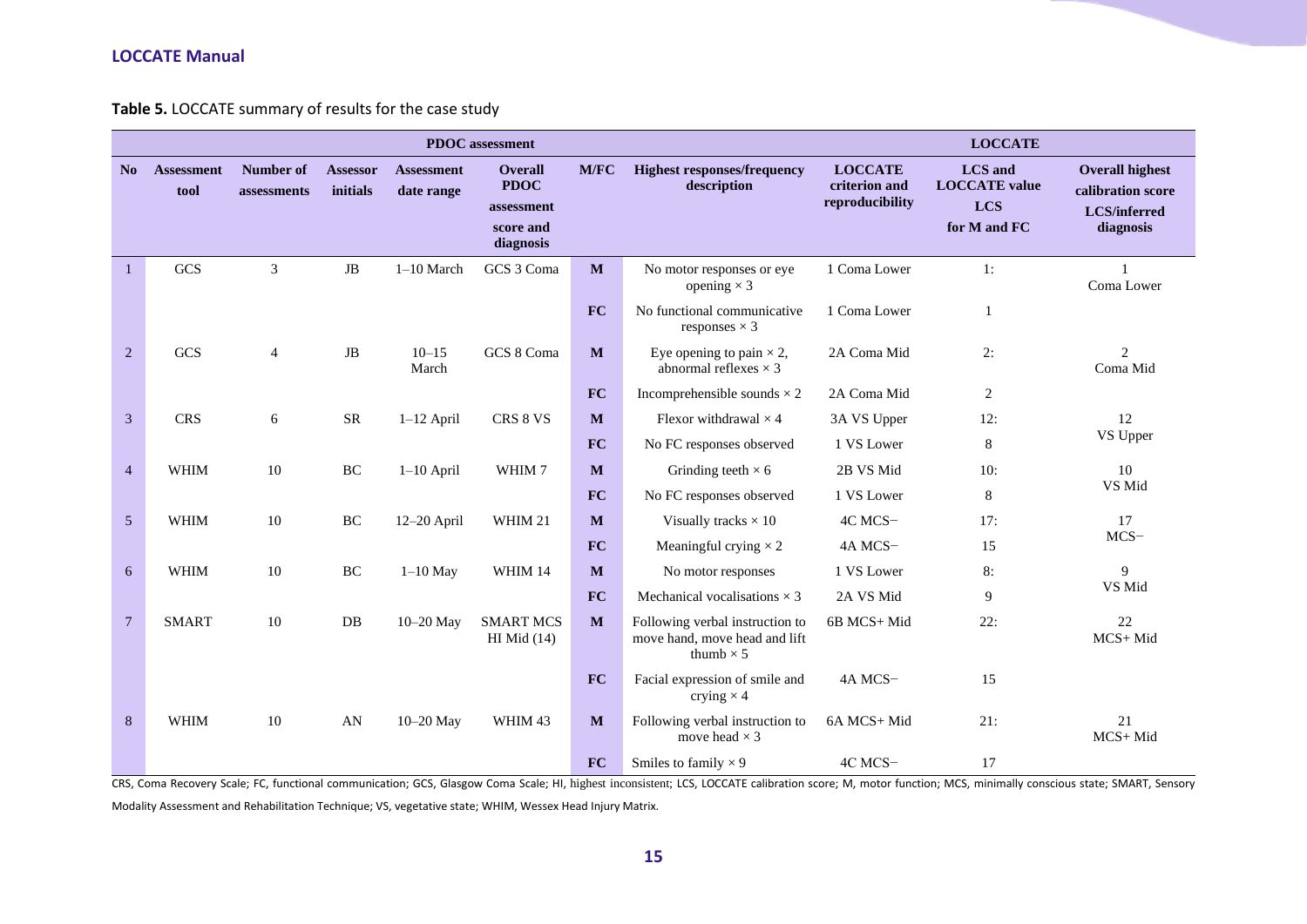**Table 5.** LOCCATE summary of results for the case study

| PDOC assessment | | | | | | | | LOCCATE | | |
|---|---|---|---|---|---|---|---|---|---|---|
| **No** | **Assessment tool** | **Number of assessments** | **Assessor initials** | **Assessment date range** | **Overall PDOC assessment score and diagnosis** | **M/FC** | **Highest responses/frequency description** | **LOCCATE criterion and reproducibility** | **LCS and LOCCATE value LCS for M and FC** | **Overall highest calibration score LCS/inferred diagnosis** |
| 1 | GCS | 3 | JB | 1–10 March | GCS 3 Coma | **M** | No motor responses or eye opening × 3 | 1 Coma Lower | 1: | 1 Coma Lower |
| | | | | | | **FC** | No functional communicative responses × 3 | 1 Coma Lower | 1 | |
| 2 | GCS | 4 | JB | 10–15 March | GCS 8 Coma | **M** | Eye opening to pain × 2, abnormal reflexes × 3 | 2A Coma Mid | 2: | 2 Coma Mid |
| | | | | | | **FC** | Incomprehensible sounds × 2 | 2A Coma Mid | 2 | |
| 3 | CRS | 6 | SR | 1–12 April | CRS 8 VS | **M** | Flexor withdrawal × 4 | 3A VS Upper | 12: | 12 VS Upper |
| | | | | | | **FC** | No FC responses observed | 1 VS Lower | 8 | |
| 4 | WHIM | 10 | BC | 1–10 April | WHIM 7 | **M** | Grinding teeth × 6 | 2B VS Mid | 10: | 10 VS Mid |
| | | | | | | **FC** | No FC responses observed | 1 VS Lower | 8 | |
| 5 | WHIM | 10 | BC | 12–20 April | WHIM 21 | **M** | Visually tracks × 10 | 4C MCS− | 17: | 17 MCS− |
| | | | | | | **FC** | Meaningful crying × 2 | 4A MCS− | 15 | |
| 6 | WHIM | 10 | BC | 1–10 May | WHIM 14 | **M** | No motor responses | 1 VS Lower | 8: | 9 VS Mid |
| | | | | | | **FC** | Mechanical vocalisations × 3 | 2A VS Mid | 9 | |
| 7 | SMART | 10 | DB | 10–20 May | SMART MCS HI Mid (14) | **M** | Following verbal instruction to move hand, move head and lift thumb × 5 | 6B MCS+ Mid | 22: | 22 MCS+ Mid |
| | | | | | | **FC** | Facial expression of smile and crying × 4 | 4A MCS− | 15 | |
| 8 | WHIM | 10 | AN | 10–20 May | WHIM 43 | **M** | Following verbal instruction to move head × 3 | 6A MCS+ Mid | 21: | 21 MCS+ Mid |
| | | | | | | **FC** | Smiles to family × 9 | 4C MCS− | 17 | |

CRS, Coma Recovery Scale; FC, functional communication; GCS, Glasgow Coma Scale; HI, highest inconsistent; LCS, LOCCATE calibration score; M, motor function; MCS, minimally conscious state; SMART, Sensory Modality Assessment and Rehabilitation Technique; VS, vegetative state; WHIM, Wessex Head Injury Matrix.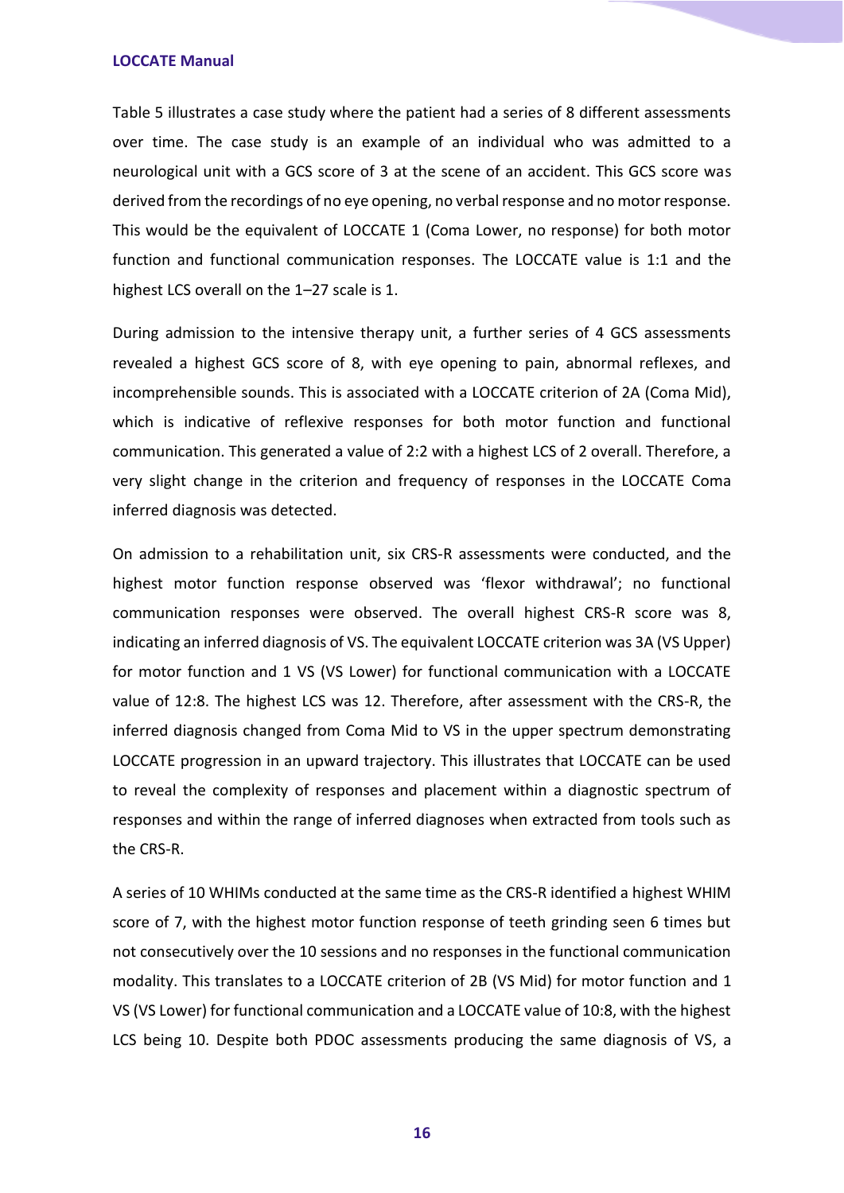Table 5 illustrates a case study where the patient had a series of 8 different assessments over time. The case study is an example of an individual who was admitted to a neurological unit with a GCS score of 3 at the scene of an accident. This GCS score was derived from the recordings of no eye opening, no verbal response and no motor response. This would be the equivalent of LOCCATE 1 (Coma Lower, no response) for both motor function and functional communication responses. The LOCCATE value is 1:1 and the highest LCS overall on the 1–27 scale is 1.

During admission to the intensive therapy unit, a further series of 4 GCS assessments revealed a highest GCS score of 8, with eye opening to pain, abnormal reflexes, and incomprehensible sounds. This is associated with a LOCCATE criterion of 2A (Coma Mid), which is indicative of reflexive responses for both motor function and functional communication. This generated a value of 2:2 with a highest LCS of 2 overall. Therefore, a very slight change in the criterion and frequency of responses in the LOCCATE Coma inferred diagnosis was detected.

On admission to a rehabilitation unit, six CRS-R assessments were conducted, and the highest motor function response observed was 'flexor withdrawal'; no functional communication responses were observed. The overall highest CRS-R score was 8, indicating an inferred diagnosis of VS. The equivalent LOCCATE criterion was 3A (VS Upper) for motor function and 1 VS (VS Lower) for functional communication with a LOCCATE value of 12:8. The highest LCS was 12. Therefore, after assessment with the CRS-R, the inferred diagnosis changed from Coma Mid to VS in the upper spectrum demonstrating LOCCATE progression in an upward trajectory. This illustrates that LOCCATE can be used to reveal the complexity of responses and placement within a diagnostic spectrum of responses and within the range of inferred diagnoses when extracted from tools such as the CRS-R.

A series of 10 WHIMs conducted at the same time as the CRS-R identified a highest WHIM score of 7, with the highest motor function response of teeth grinding seen 6 times but not consecutively over the 10 sessions and no responses in the functional communication modality. This translates to a LOCCATE criterion of 2B (VS Mid) for motor function and 1 VS (VS Lower) for functional communication and a LOCCATE value of 10:8, with the highest LCS being 10. Despite both PDOC assessments producing the same diagnosis of VS, a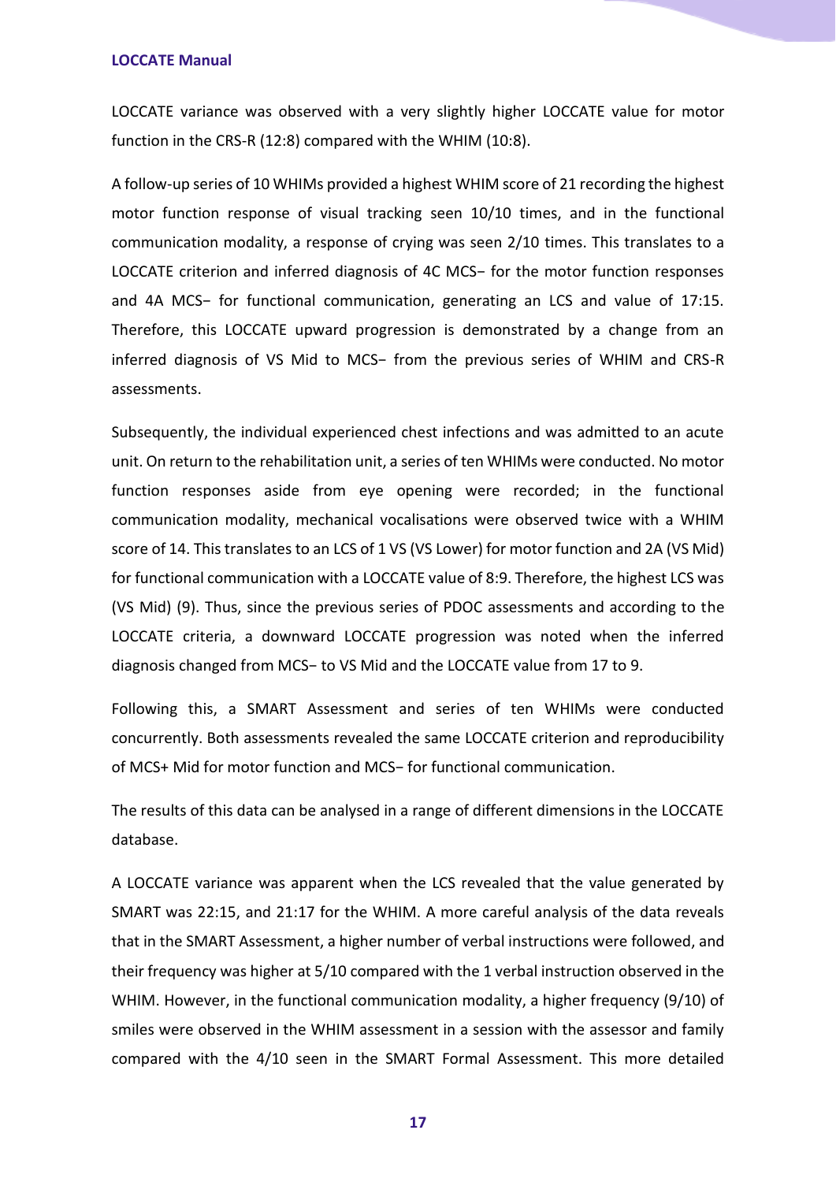LOCCATE variance was observed with a very slightly higher LOCCATE value for motor function in the CRS-R (12:8) compared with the WHIM (10:8).

A follow-up series of 10 WHIMs provided a highest WHIM score of 21 recording the highest motor function response of visual tracking seen 10/10 times, and in the functional communication modality, a response of crying was seen 2/10 times. This translates to a LOCCATE criterion and inferred diagnosis of 4C MCS− for the motor function responses and 4A MCS− for functional communication, generating an LCS and value of 17:15. Therefore, this LOCCATE upward progression is demonstrated by a change from an inferred diagnosis of VS Mid to MCS− from the previous series of WHIM and CRS-R assessments.

Subsequently, the individual experienced chest infections and was admitted to an acute unit. On return to the rehabilitation unit, a series of ten WHIMs were conducted. No motor function responses aside from eye opening were recorded; in the functional communication modality, mechanical vocalisations were observed twice with a WHIM score of 14. This translates to an LCS of 1 VS (VS Lower) for motor function and 2A (VS Mid) for functional communication with a LOCCATE value of 8:9. Therefore, the highest LCS was (VS Mid) (9). Thus, since the previous series of PDOC assessments and according to the LOCCATE criteria, a downward LOCCATE progression was noted when the inferred diagnosis changed from MCS− to VS Mid and the LOCCATE value from 17 to 9.

Following this, a SMART Assessment and series of ten WHIMs were conducted concurrently. Both assessments revealed the same LOCCATE criterion and reproducibility of MCS+ Mid for motor function and MCS− for functional communication.

The results of this data can be analysed in a range of different dimensions in the LOCCATE database.

A LOCCATE variance was apparent when the LCS revealed that the value generated by SMART was 22:15, and 21:17 for the WHIM. A more careful analysis of the data reveals that in the SMART Assessment, a higher number of verbal instructions were followed, and their frequency was higher at 5/10 compared with the 1 verbal instruction observed in the WHIM. However, in the functional communication modality, a higher frequency (9/10) of smiles were observed in the WHIM assessment in a session with the assessor and family compared with the 4/10 seen in the SMART Formal Assessment. This more detailed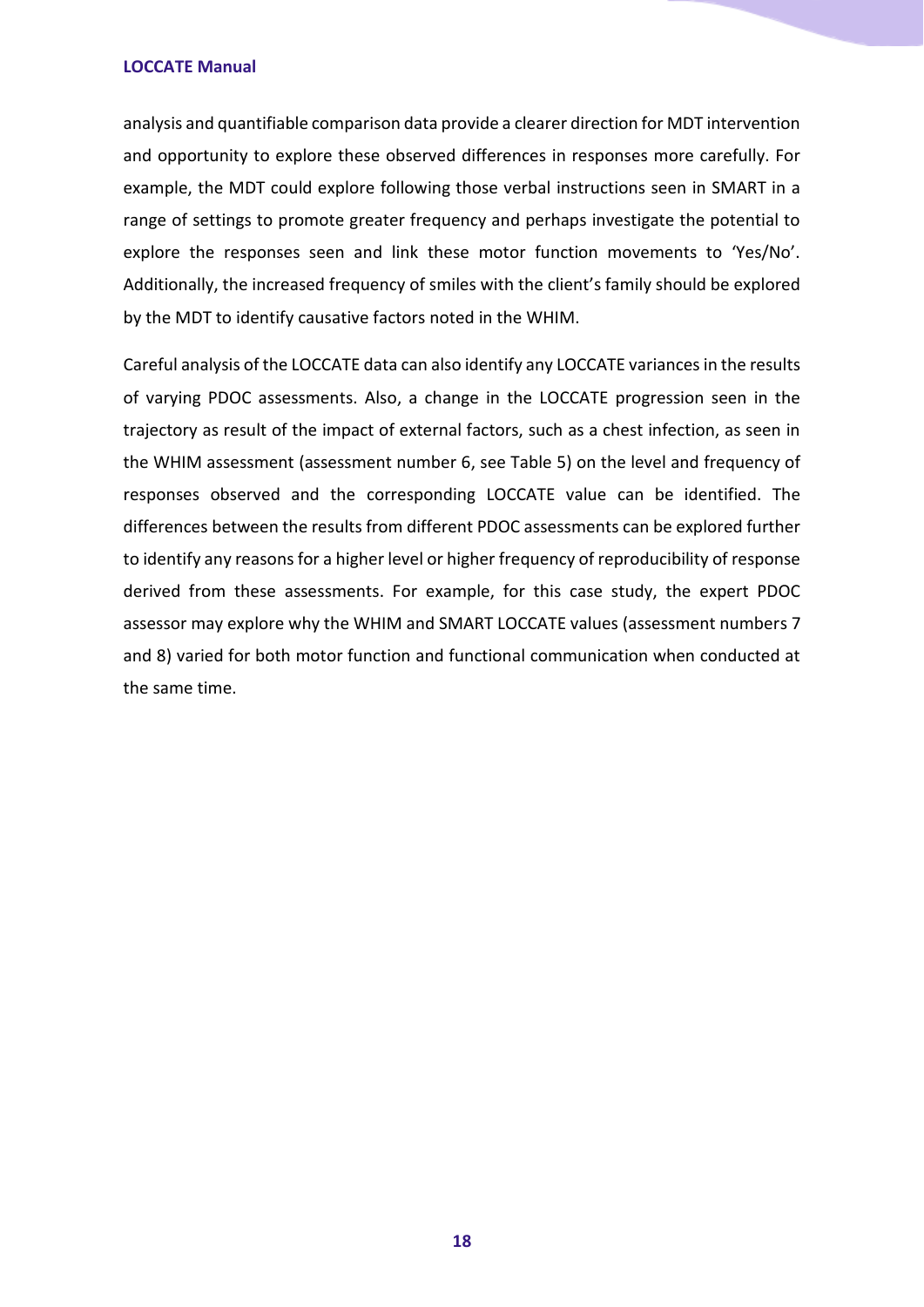analysis and quantifiable comparison data provide a clearer direction for MDT intervention and opportunity to explore these observed differences in responses more carefully. For example, the MDT could explore following those verbal instructions seen in SMART in a range of settings to promote greater frequency and perhaps investigate the potential to explore the responses seen and link these motor function movements to 'Yes/No'. Additionally, the increased frequency of smiles with the client's family should be explored by the MDT to identify causative factors noted in the WHIM.

Careful analysis of the LOCCATE data can also identify any LOCCATE variances in the results of varying PDOC assessments. Also, a change in the LOCCATE progression seen in the trajectory as result of the impact of external factors, such as a chest infection, as seen in the WHIM assessment (assessment number 6, see Table 5) on the level and frequency of responses observed and the corresponding LOCCATE value can be identified. The differences between the results from different PDOC assessments can be explored further to identify any reasons for a higher level or higher frequency of reproducibility of response derived from these assessments. For example, for this case study, the expert PDOC assessor may explore why the WHIM and SMART LOCCATE values (assessment numbers 7 and 8) varied for both motor function and functional communication when conducted at the same time.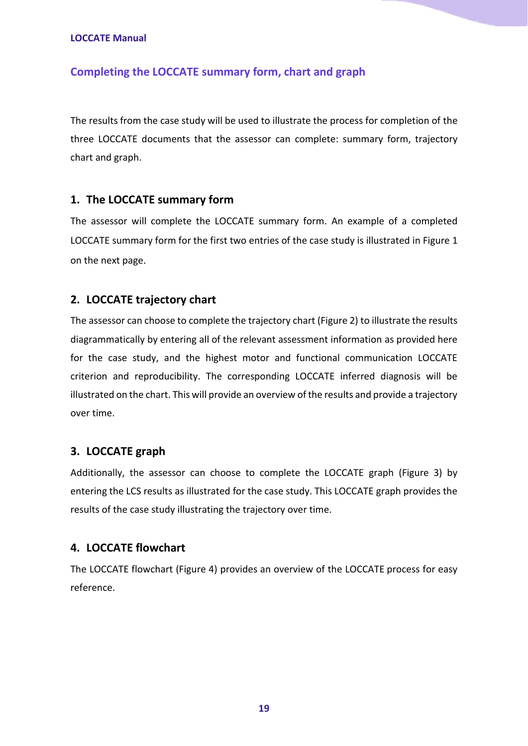## Completing the LOCCATE summary form, chart and graph

The results from the case study will be used to illustrate the process for completion of the three LOCCATE documents that the assessor can complete: summary form, trajectory chart and graph.

### 1. The LOCCATE summary form

The assessor will complete the LOCCATE summary form. An example of a completed LOCCATE summary form for the first two entries of the case study is illustrated in Figure 1 on the next page.

### 2. LOCCATE trajectory chart

The assessor can choose to complete the trajectory chart (Figure 2) to illustrate the results diagrammatically by entering all of the relevant assessment information as provided here for the case study, and the highest motor and functional communication LOCCATE criterion and reproducibility. The corresponding LOCCATE inferred diagnosis will be illustrated on the chart. This will provide an overview of the results and provide a trajectory over time.

### 3. LOCCATE graph

Additionally, the assessor can choose to complete the LOCCATE graph (Figure 3) by entering the LCS results as illustrated for the case study. This LOCCATE graph provides the results of the case study illustrating the trajectory over time.

### 4. LOCCATE flowchart

The LOCCATE flowchart (Figure 4) provides an overview of the LOCCATE process for easy reference.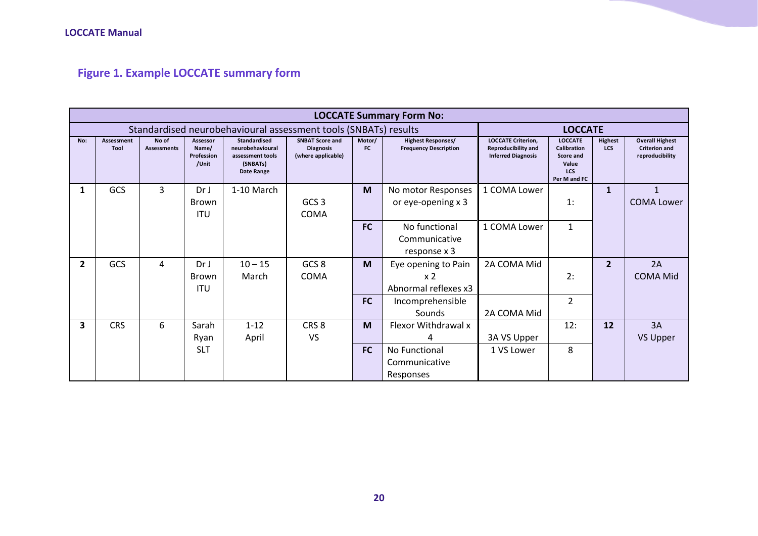## Figure 1. Example LOCCATE summary form

| LOCCATE Summary Form No: | | | | | | | | | | | |
|---|---|---|---|---|---|---|---|---|---|---|---|
| Standardised neurobehavioural assessment tools (SNBATs) results | | | | | | | | LOCCATE | | | |
| No: | Assessment Tool | No of Assessments | Assessor Name/ Profession /Unit | Standardised neurobehavioural assessment tools (SNBATs) Date Range | SNBAT Score and Diagnosis (where applicable) | Motor/ FC | Highest Responses/ Frequency Description | LOCCATE Criterion, Reproducibility and Inferred Diagnosis | LOCCATE Calibration Score and Value LCS Per M and FC | Highest LCS | Overall Highest Criterion and reproducibility |
| **1** | GCS | 3 | Dr J Brown ITU | 1-10 March | GCS 3 COMA | **M** | No motor Responses or eye-opening x 3 | 1 COMA Lower | 1: | **1** | 1 COMA Lower |
| | | | | | | **FC** | No functional Communicative response x 3 | 1 COMA Lower | 1 | | |
| **2** | GCS | 4 | Dr J Brown ITU | 10 – 15 March | GCS 8 COMA | **M** | Eye opening to Pain x 2 Abnormal reflexes x3 | 2A COMA Mid | 2: | **2** | 2A COMA Mid |
| | | | | | | **FC** | Incomprehensible Sounds | 2A COMA Mid | 2 | | |
| **3** | CRS | 6 | Sarah Ryan SLT | 1-12 April | CRS 8 VS | **M** | Flexor Withdrawal x 4 | 3A VS Upper | 12: | **12** | 3A VS Upper |
| | | | | | | **FC** | No Functional Communicative Responses | 1 VS Lower | 8 | | |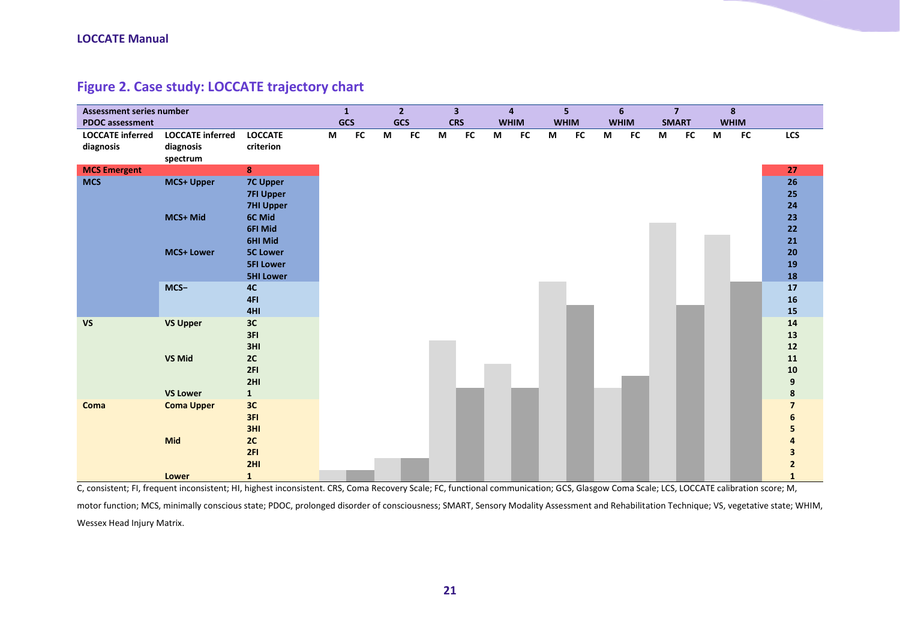## Figure 2. Case study: LOCCATE trajectory chart

| Assessment series number | | | 1 | | 2 | | 3 | | 4 | | 5 | | 6 | | 7 | | 8 | | |
|---|---|---|---|---|---|---|---|---|---|---|---|---|---|---|---|---|---|---|---|
| **PDOC assessment** | | | **GCS** | | **GCS** | | **CRS** | | **WHIM** | | **WHIM** | | **WHIM** | | **SMART** | | **WHIM** | | |
| **LOCCATE inferred diagnosis** | **LOCCATE inferred diagnosis spectrum** | **LOCCATE criterion** | **M** | **FC** | **M** | **FC** | **M** | **FC** | **M** | **FC** | **M** | **FC** | **M** | **FC** | **M** | **FC** | **M** | **FC** | **LCS** |
| **MCS Emergent** | | **8** | | | | | | | | | | | | | | | | | **27** |
| **MCS** | **MCS+ Upper** | **7C Upper** | | | | | | | | | | | | | | | | | **26** |
| | | **7FI Upper** | | | | | | | | | | | | | | | | | **25** |
| | | **7HI Upper** | | | | | | | | | | | | | | | | | **24** |
| | **MCS+ Mid** | **6C Mid** | | | | | | | | | | | | | | | | | **23** |
| | | **6FI Mid** | | | | | | | | | | | | | | | | | **22** |
| | | **6HI Mid** | | | | | | | | | | | | | | | | | **21** |
| | **MCS+ Lower** | **5C Lower** | | | | | | | | | | | | | | | | | **20** |
| | | **5FI Lower** | | | | | | | | | | | | | | | | | **19** |
| | | **5HI Lower** | | | | | | | | | | | | | | | | | **18** |
| | **MCS−** | **4C** | | | | | | | | | | | | | | | | | **17** |
| | | **4FI** | | | | | | | | | | | | | | | | | **16** |
| | | **4HI** | | | | | | | | | | | | | | | | | **15** |
| **VS** | **VS Upper** | **3C** | | | | | | | | | | | | | | | | | **14** |
| | | **3FI** | | | | | | | | | | | | | | | | | **13** |
| | | **3HI** | | | | | | | | | | | | | | | | | **12** |
| | **VS Mid** | **2C** | | | | | | | | | | | | | | | | | **11** |
| | | **2FI** | | | | | | | | | | | | | | | | | **10** |
| | | **2HI** | | | | | | | | | | | | | | | | | **9** |
| | **VS Lower** | **1** | | | | | | | | | | | | | | | | | **8** |
| **Coma** | **Coma Upper** | **3C** | | | | | | | | | | | | | | | | | **7** |
| | | **3FI** | | | | | | | | | | | | | | | | | **6** |
| | | **3HI** | | | | | | | | | | | | | | | | | **5** |
| | **Mid** | **2C** | | | | | | | | | | | | | | | | | **4** |
| | | **2FI** | | | | | | | | | | | | | | | | | **3** |
| | | **2HI** | | | | | | | | | | | | | | | | | **2** |
| | **Lower** | **1** | | | | | | | | | | | | | | | | | **1** |

C, consistent; FI, frequent inconsistent; HI, highest inconsistent. CRS, Coma Recovery Scale; FC, functional communication; GCS, Glasgow Coma Scale; LCS, LOCCATE calibration score; M, motor function; MCS, minimally conscious state; PDOC, prolonged disorder of consciousness; SMART, Sensory Modality Assessment and Rehabilitation Technique; VS, vegetative state; WHIM, Wessex Head Injury Matrix.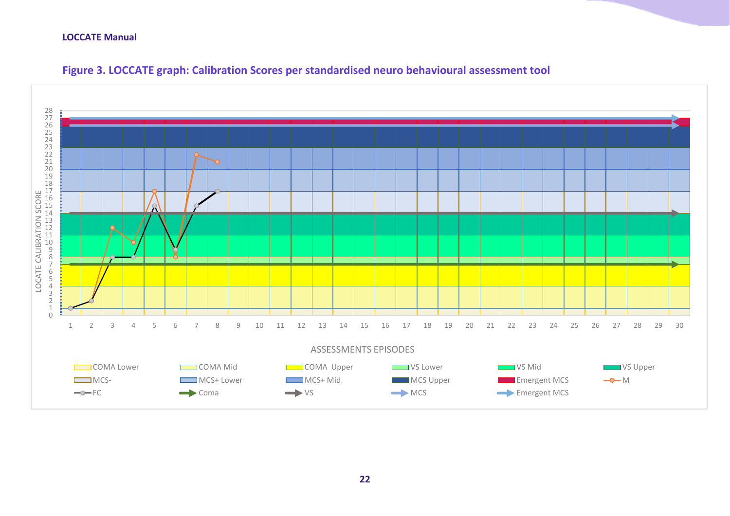**Figure 3. LOCCATE graph: Calibration Scores per standardised neuro behavioural assessment tool**

LOCCATE CALIBRATION SCORE (y-axis, 0–28)

ASSESSMENTS EPISODES (x-axis, 1–30)

Legend: COMA Lower, COMA Mid, COMA Upper, VS Lower, VS Mid, VS Upper, MCS-, MCS+ Lower, MCS+ Mid, MCS Upper, Emergent MCS, M, FC, Coma, VS, MCS, Emergent MCS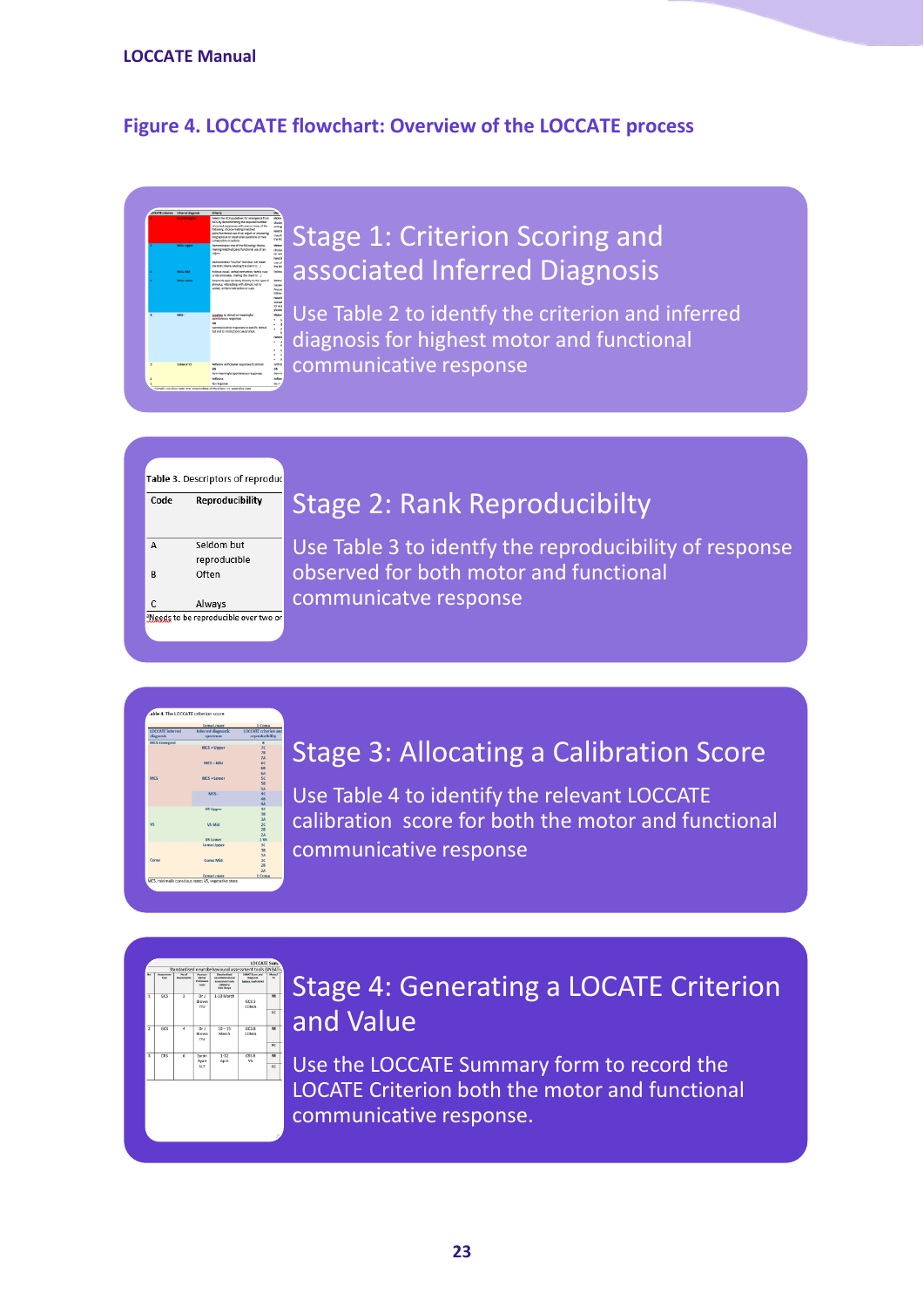**Figure 4. LOCCATE flowchart: Overview of the LOCCATE process**

## Stage 1: Criterion Scoring and associated Inferred Diagnosis

Use Table 2 to identfy the criterion and inferred diagnosis for highest motor and functional communicative response

## Stage 2: Rank Reproducibilty

Use Table 3 to identfy the reproducibility of response observed for both motor and functional communicatve response

| Code | Reproducibility |
|---|---|
| A | Seldom but reproducible |
| B | Often |
| C | Always |

## Stage 3: Allocating a Calibration Score

Use Table 4 to identify the relevant LOCCATE calibration score for both the motor and functional communicative response

## Stage 4: Generating a LOCATE Criterion and Value

Use the LOCCATE Summary form to record the LOCATE Criterion both the motor and functional communicative response.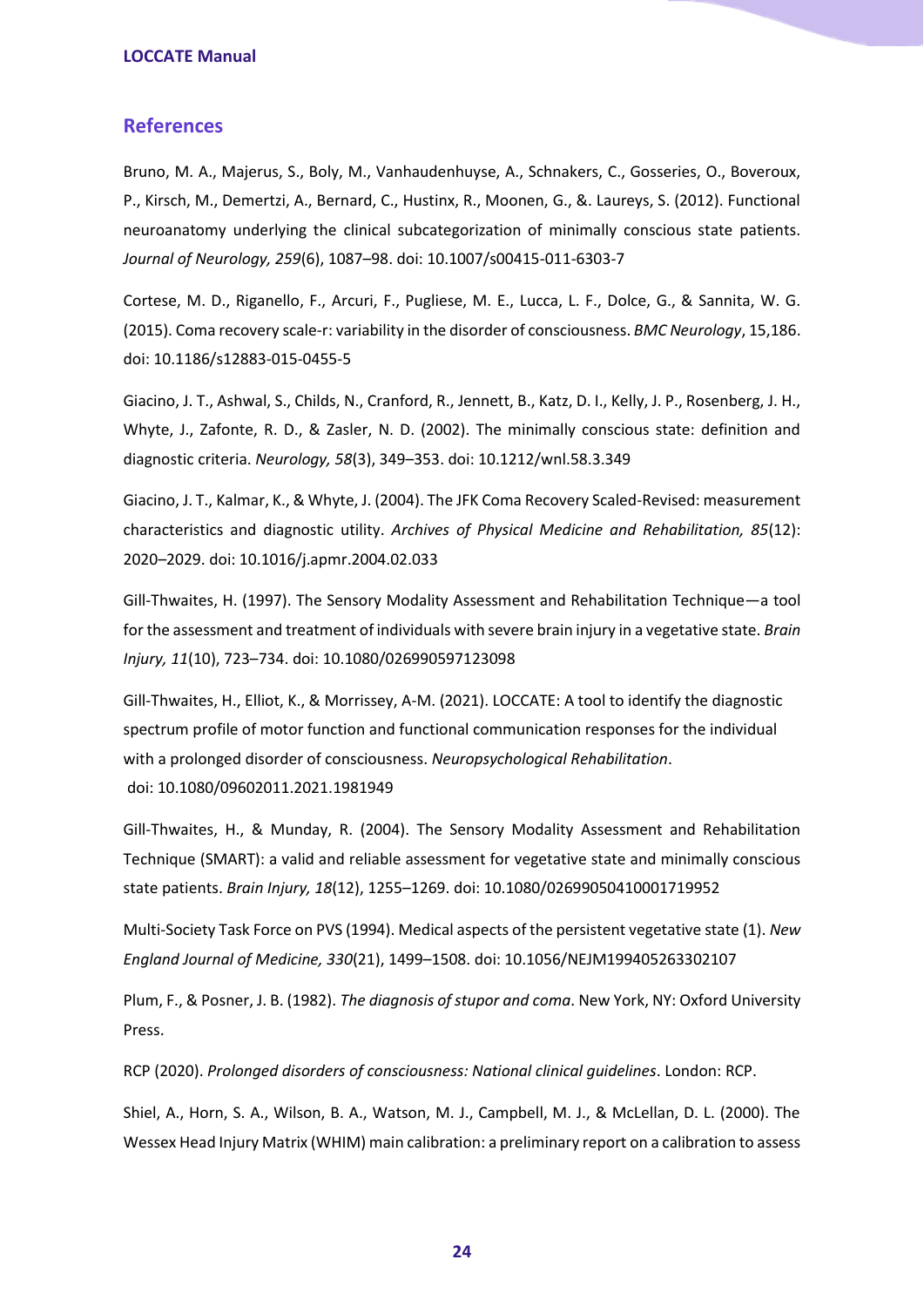## References

Bruno, M. A., Majerus, S., Boly, M., Vanhaudenhuyse, A., Schnakers, C., Gosseries, O., Boveroux, P., Kirsch, M., Demertzi, A., Bernard, C., Hustinx, R., Moonen, G., &. Laureys, S. (2012). Functional neuroanatomy underlying the clinical subcategorization of minimally conscious state patients. *Journal of Neurology, 259*(6), 1087–98. doi: 10.1007/s00415-011-6303-7

Cortese, M. D., Riganello, F., Arcuri, F., Pugliese, M. E., Lucca, L. F., Dolce, G., & Sannita, W. G. (2015). Coma recovery scale-r: variability in the disorder of consciousness. *BMC Neurology*, 15,186. doi: 10.1186/s12883-015-0455-5

Giacino, J. T., Ashwal, S., Childs, N., Cranford, R., Jennett, B., Katz, D. I., Kelly, J. P., Rosenberg, J. H., Whyte, J., Zafonte, R. D., & Zasler, N. D. (2002). The minimally conscious state: definition and diagnostic criteria. *Neurology, 58*(3), 349–353. doi: 10.1212/wnl.58.3.349

Giacino, J. T., Kalmar, K., & Whyte, J. (2004). The JFK Coma Recovery Scaled-Revised: measurement characteristics and diagnostic utility. *Archives of Physical Medicine and Rehabilitation, 85*(12): 2020–2029. doi: 10.1016/j.apmr.2004.02.033

Gill-Thwaites, H. (1997). The Sensory Modality Assessment and Rehabilitation Technique—a tool for the assessment and treatment of individuals with severe brain injury in a vegetative state. *Brain Injury, 11*(10), 723–734. doi: 10.1080/026990597123098

Gill-Thwaites, H., Elliot, K., & Morrissey, A-M. (2021). LOCCATE: A tool to identify the diagnostic spectrum profile of motor function and functional communication responses for the individual with a prolonged disorder of consciousness. *Neuropsychological Rehabilitation*. doi: 10.1080/09602011.2021.1981949

Gill-Thwaites, H., & Munday, R. (2004). The Sensory Modality Assessment and Rehabilitation Technique (SMART): a valid and reliable assessment for vegetative state and minimally conscious state patients. *Brain Injury, 18*(12), 1255–1269. doi: 10.1080/02699050410001719952

Multi-Society Task Force on PVS (1994). Medical aspects of the persistent vegetative state (1). *New England Journal of Medicine, 330*(21), 1499–1508. doi: 10.1056/NEJM199405263302107

Plum, F., & Posner, J. B. (1982). *The diagnosis of stupor and coma*. New York, NY: Oxford University Press.

RCP (2020). *Prolonged disorders of consciousness: National clinical guidelines*. London: RCP.

Shiel, A., Horn, S. A., Wilson, B. A., Watson, M. J., Campbell, M. J., & McLellan, D. L. (2000). The Wessex Head Injury Matrix (WHIM) main calibration: a preliminary report on a calibration to assess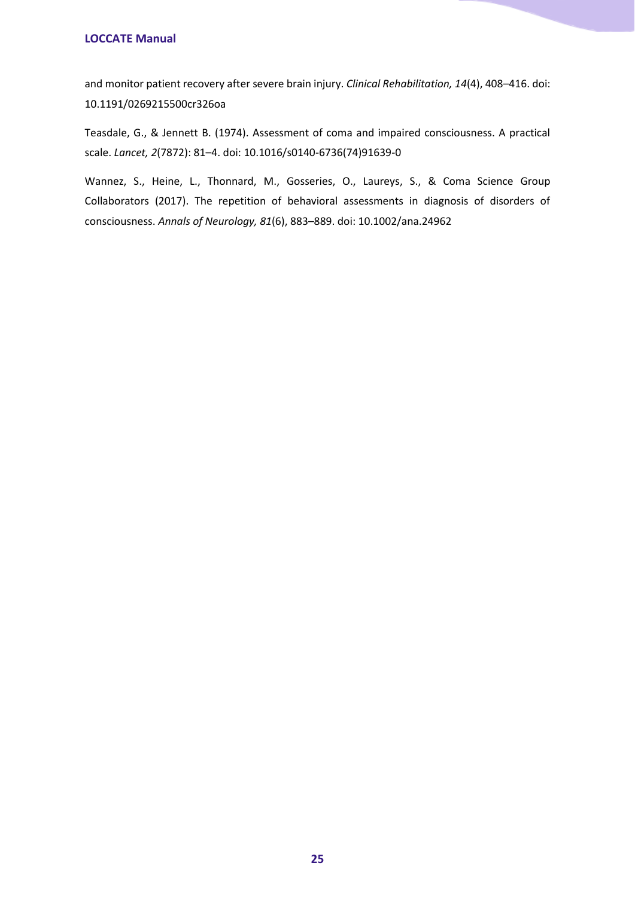and monitor patient recovery after severe brain injury. *Clinical Rehabilitation, 14*(4), 408–416. doi: 10.1191/0269215500cr326oa

Teasdale, G., & Jennett B. (1974). Assessment of coma and impaired consciousness. A practical scale. *Lancet, 2*(7872): 81–4. doi: 10.1016/s0140-6736(74)91639-0

Wannez, S., Heine, L., Thonnard, M., Gosseries, O., Laureys, S., & Coma Science Group Collaborators (2017). The repetition of behavioral assessments in diagnosis of disorders of consciousness. *Annals of Neurology, 81*(6), 883–889. doi: 10.1002/ana.24962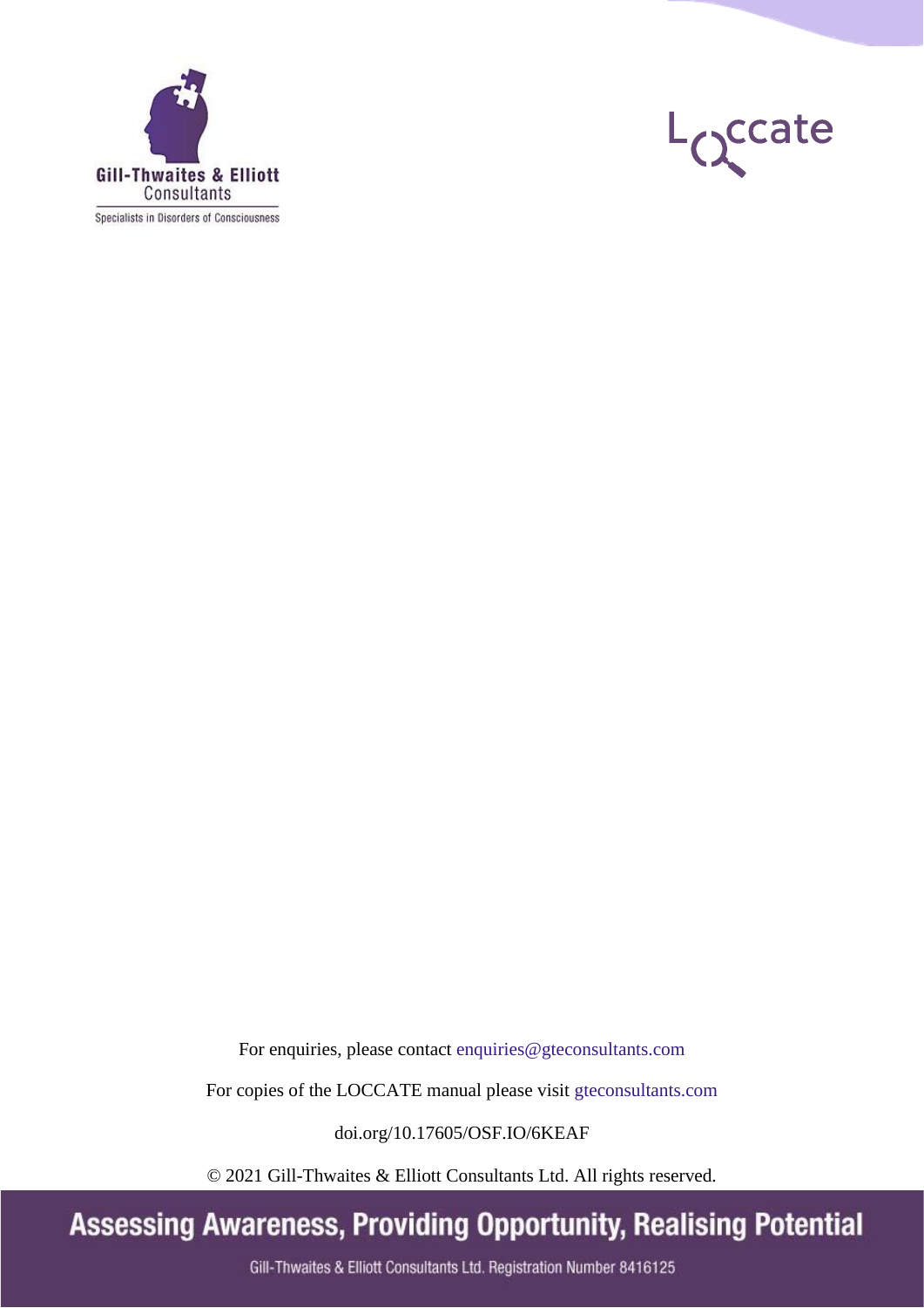Gill-Thwaites & Elliott Consultants

Specialists in Disorders of Consciousness

Loccate

For enquiries, please contact enquiries@gteconsultants.com

For copies of the LOCCATE manual please visit gteconsultants.com

doi.org/10.17605/OSF.IO/6KEAF

© 2021 Gill-Thwaites & Elliott Consultants Ltd. All rights reserved.

**Assessing Awareness, Providing Opportunity, Realising Potential**

Gill-Thwaites & Elliott Consultants Ltd. Registration Number 8416125